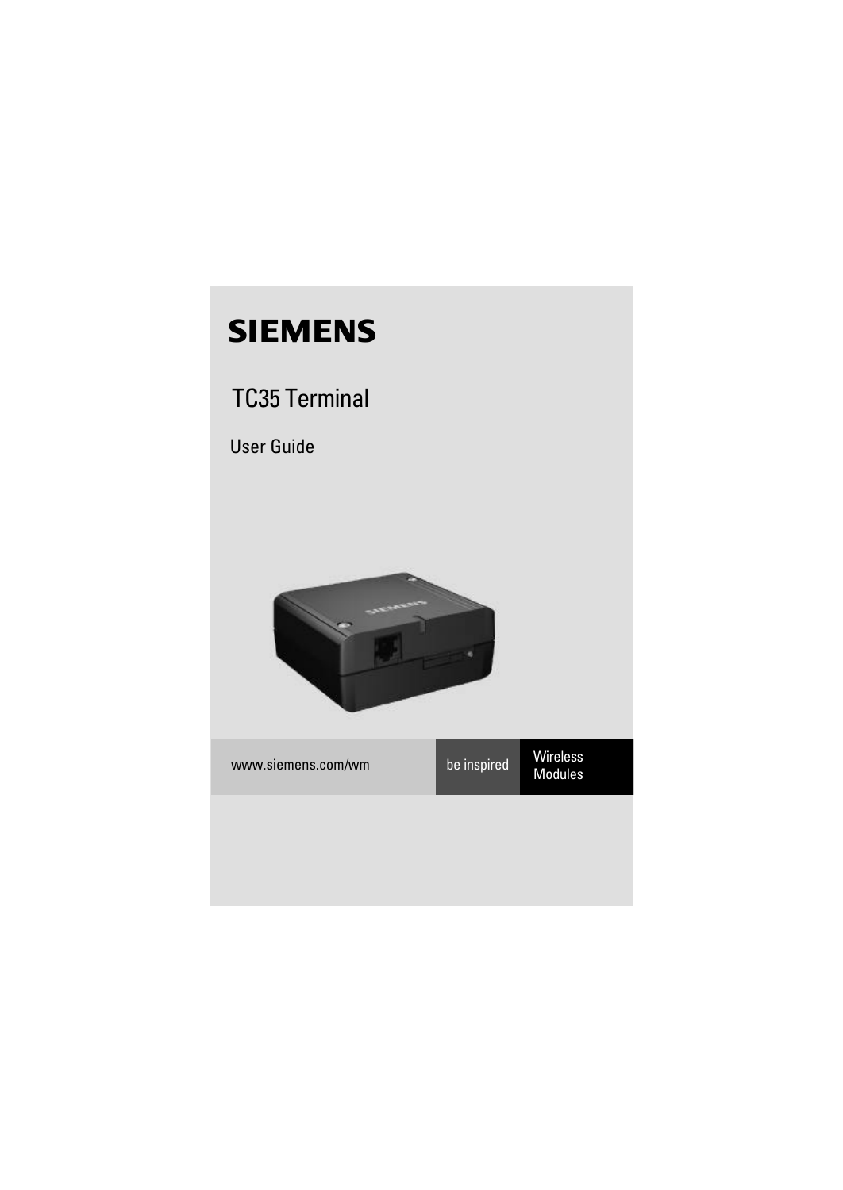# SIEMENS

## TC35 Terminal

User Guide

www.siemens.com/wm

be inspired

Wireless Modules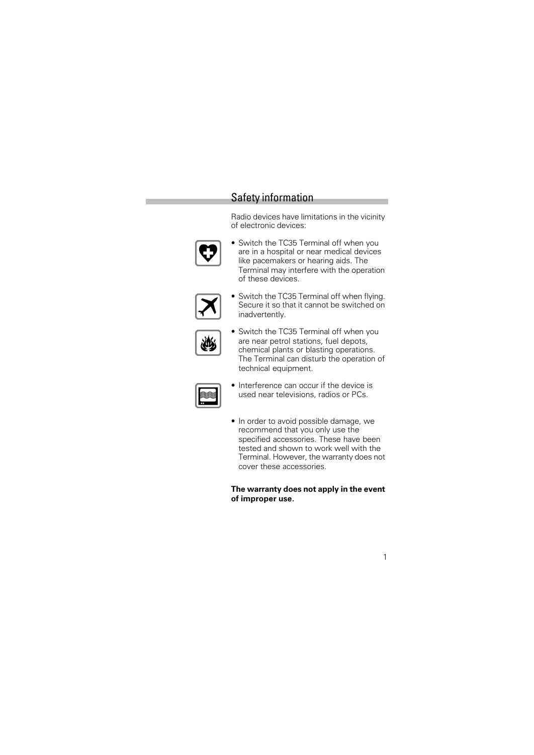# Safety information

Radio devices have limitations in the vicinity of electronic devices:

- Switch the TC35 Terminal off when you are in a hospital or near medical devices like pacemakers or hearing aids. The Terminal may interfere with the operation of these devices.
- Switch the TC35 Terminal off when flying. Secure it so that it cannot be switched on inadvertently.
- Switch the TC35 Terminal off when you are near petrol stations, fuel depots, chemical plants or blasting operations. The Terminal can disturb the operation of technical equipment.
- Interference can occur if the device is used near televisions, radios or PCs.
- In order to avoid possible damage, we recommend that you only use the specified accessories. These have been tested and shown to work well with the Terminal. However, the warranty does not cover these accessories.

**The warranty does not apply in the event of improper use.**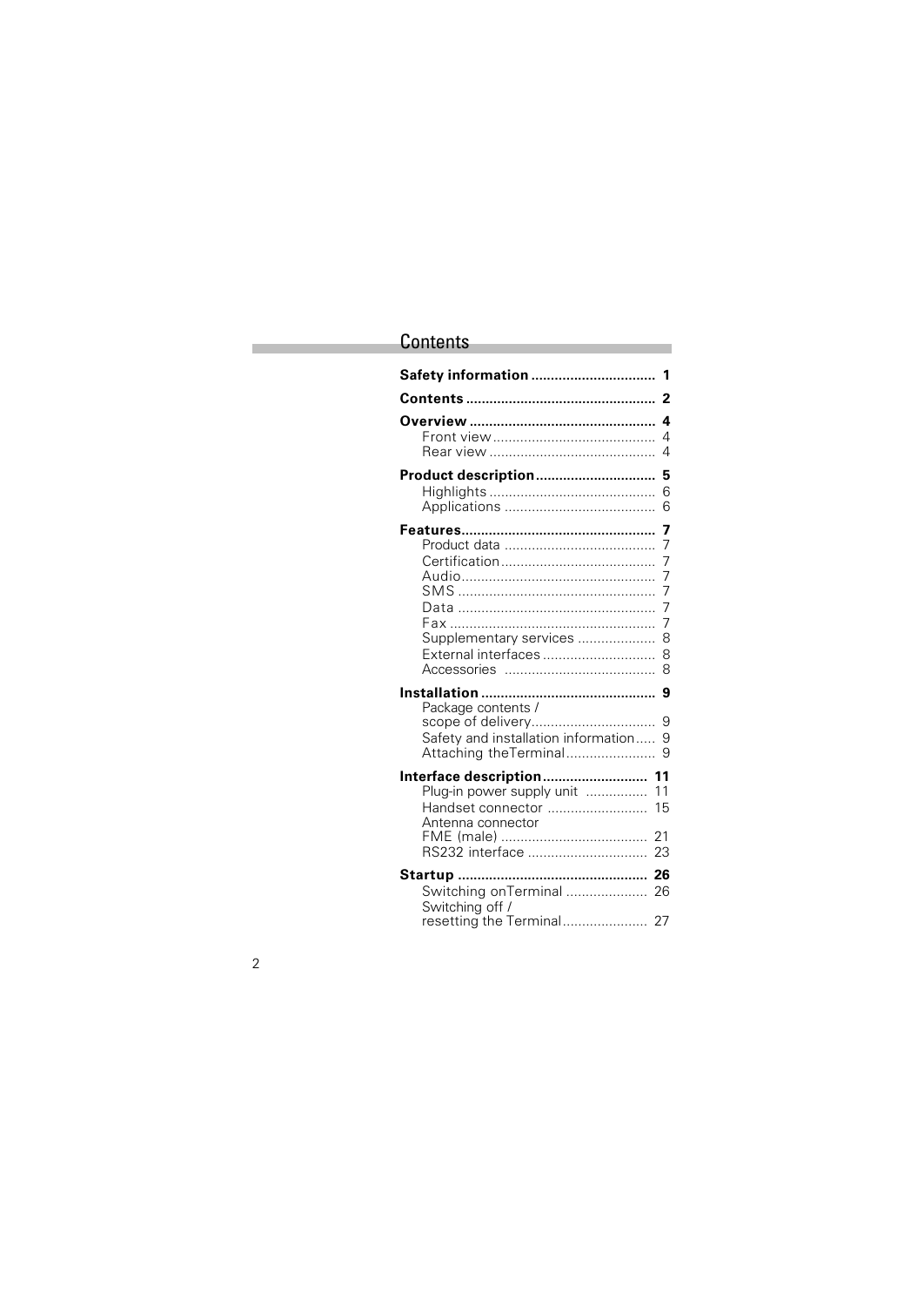# Contents

**Safety information** ................................ **1**

**Contents** ................................................ **2**

**Overview** ................................................ **4**
- Front view .......................................... 4
- Rear view ........................................... 4

**Product description** .............................. **5**
- Highlights ........................................... 6
- Applications ....................................... 6

**Features**.................................................. **7**
- Product data ....................................... 7
- Certification ........................................ 7
- Audio.................................................. 7
- SMS ................................................... 7
- Data ................................................... 7
- Fax ..................................................... 7
- Supplementary services .................... 8
- External interfaces ............................. 8
- Accessories ....................................... 8

**Installation** ............................................ **9**
- Package contents / scope of delivery................................ 9
- Safety and installation information..... 9
- Attaching theTerminal....................... 9

**Interface description** ........................... **11**
- Plug-in power supply unit ................ 11
- Handset connector .......................... 15
- Antenna connector FME (male) ...................................... 21
- RS232 interface ............................... 23

**Startup** ................................................ **26**
- Switching onTerminal ..................... 26
- Switching off / resetting the Terminal...................... 27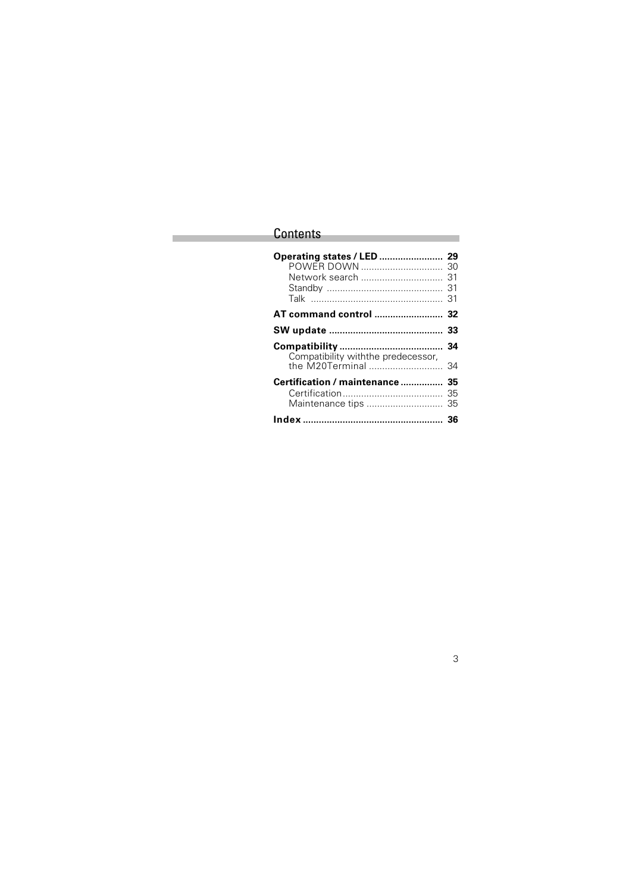# Contents

**Operating states / LED** ........................ **29**
- POWER DOWN ............................... 30
- Network search ............................... 31
- Standby ............................................ 31
- Talk ................................................. 31

**AT command control** .......................... **32**

**SW update** ........................................... **33**

**Compatibility** ....................................... **34**
- Compatibility withthe predecessor, the M20Terminal ............................ 34

**Certification / maintenance** ................ **35**
- Certification...................................... 35
- Maintenance tips ............................. 35

**Index** .................................................... **36**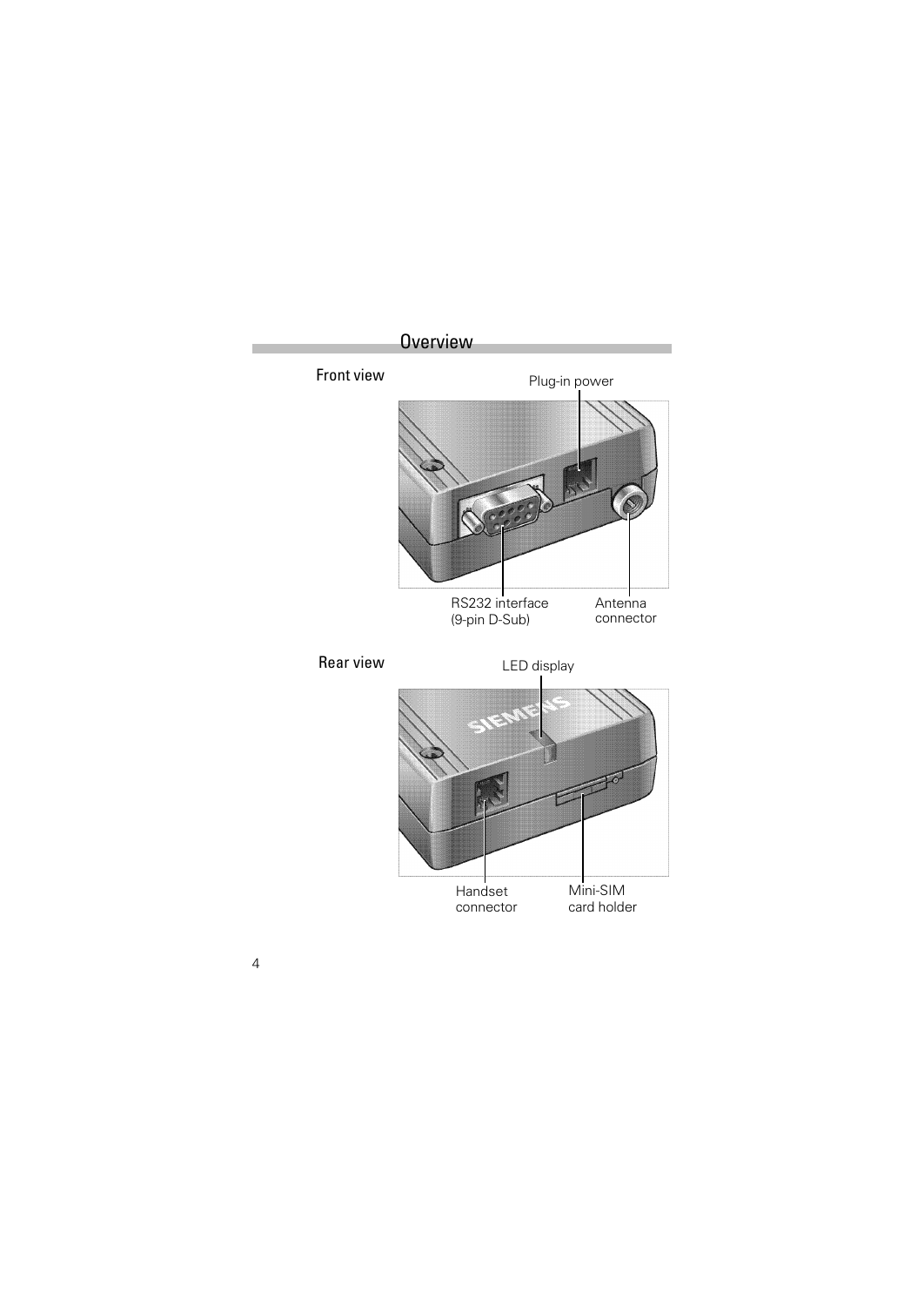# Overview

## Front view

Plug-in power

RS232 interface (9-pin D-Sub)

Antenna connector

## Rear view

LED display

Handset connector

Mini-SIM card holder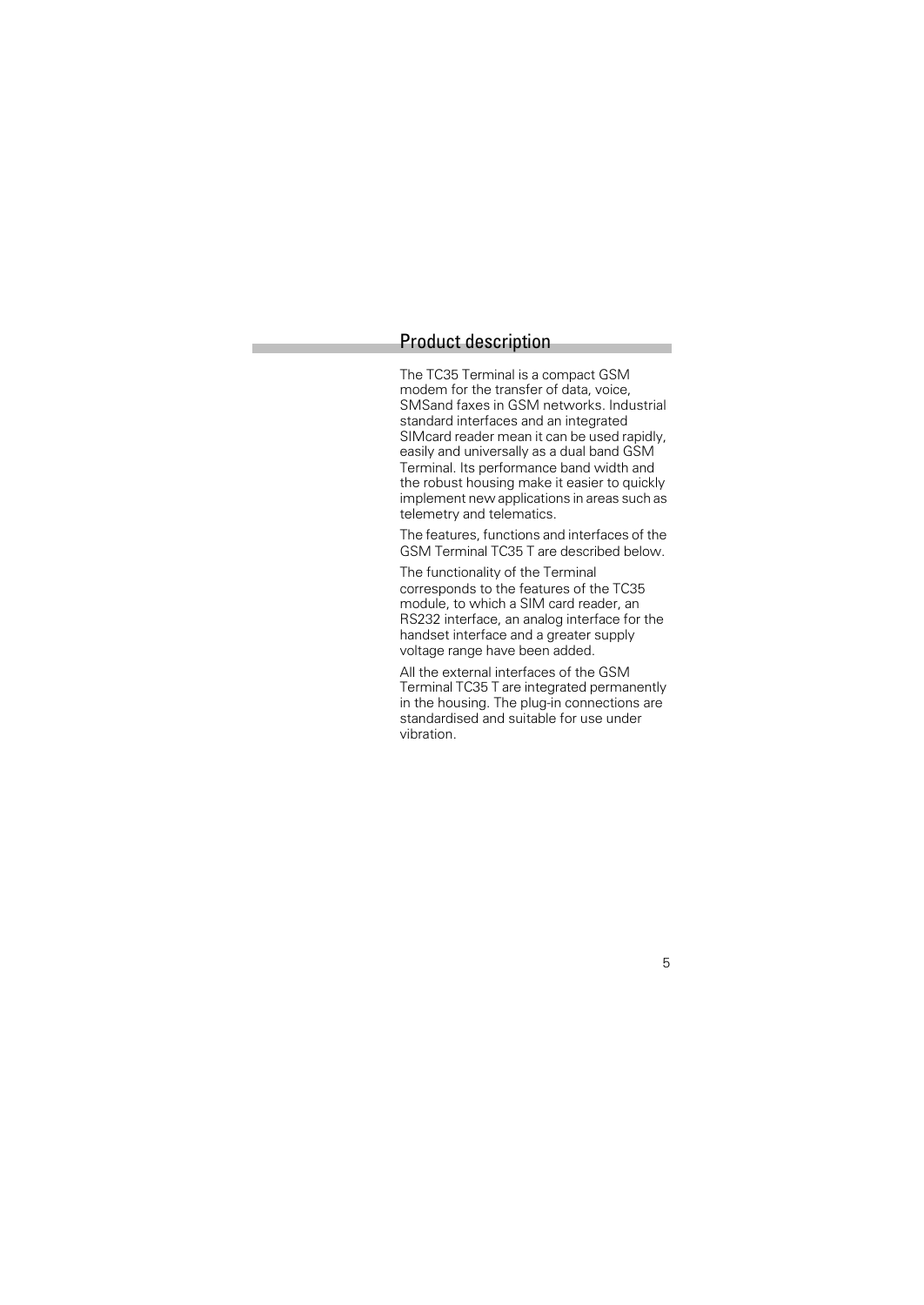# Product description

The TC35 Terminal is a compact GSM modem for the transfer of data, voice, SMSand faxes in GSM networks. Industrial standard interfaces and an integrated SIMcard reader mean it can be used rapidly, easily and universally as a dual band GSM Terminal. Its performance band width and the robust housing make it easier to quickly implement new applications in areas such as telemetry and telematics.

The features, functions and interfaces of the GSM Terminal TC35 T are described below.

The functionality of the Terminal corresponds to the features of the TC35 module, to which a SIM card reader, an RS232 interface, an analog interface for the handset interface and a greater supply voltage range have been added.

All the external interfaces of the GSM Terminal TC35 T are integrated permanently in the housing. The plug-in connections are standardised and suitable for use under vibration.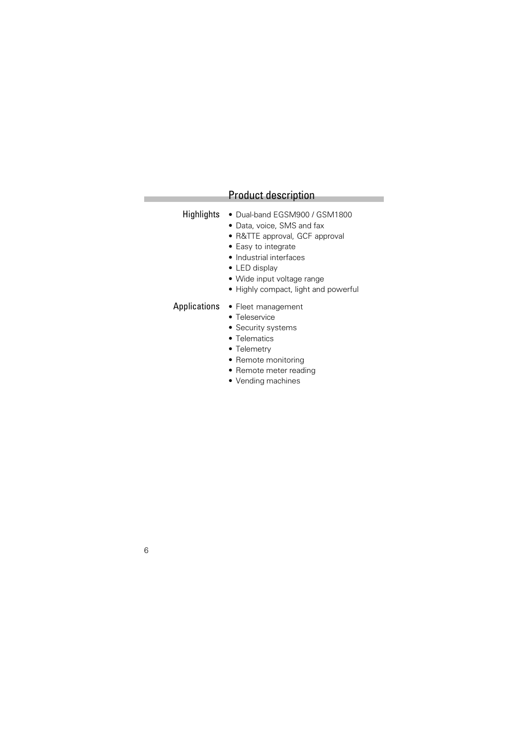# Product description

## Highlights

- Dual-band EGSM900 / GSM1800
- Data, voice, SMS and fax
- R&TTE approval, GCF approval
- Easy to integrate
- Industrial interfaces
- LED display
- Wide input voltage range
- Highly compact, light and powerful

## Applications

- Fleet management
- Teleservice
- Security systems
- Telematics
- Telemetry
- Remote monitoring
- Remote meter reading
- Vending machines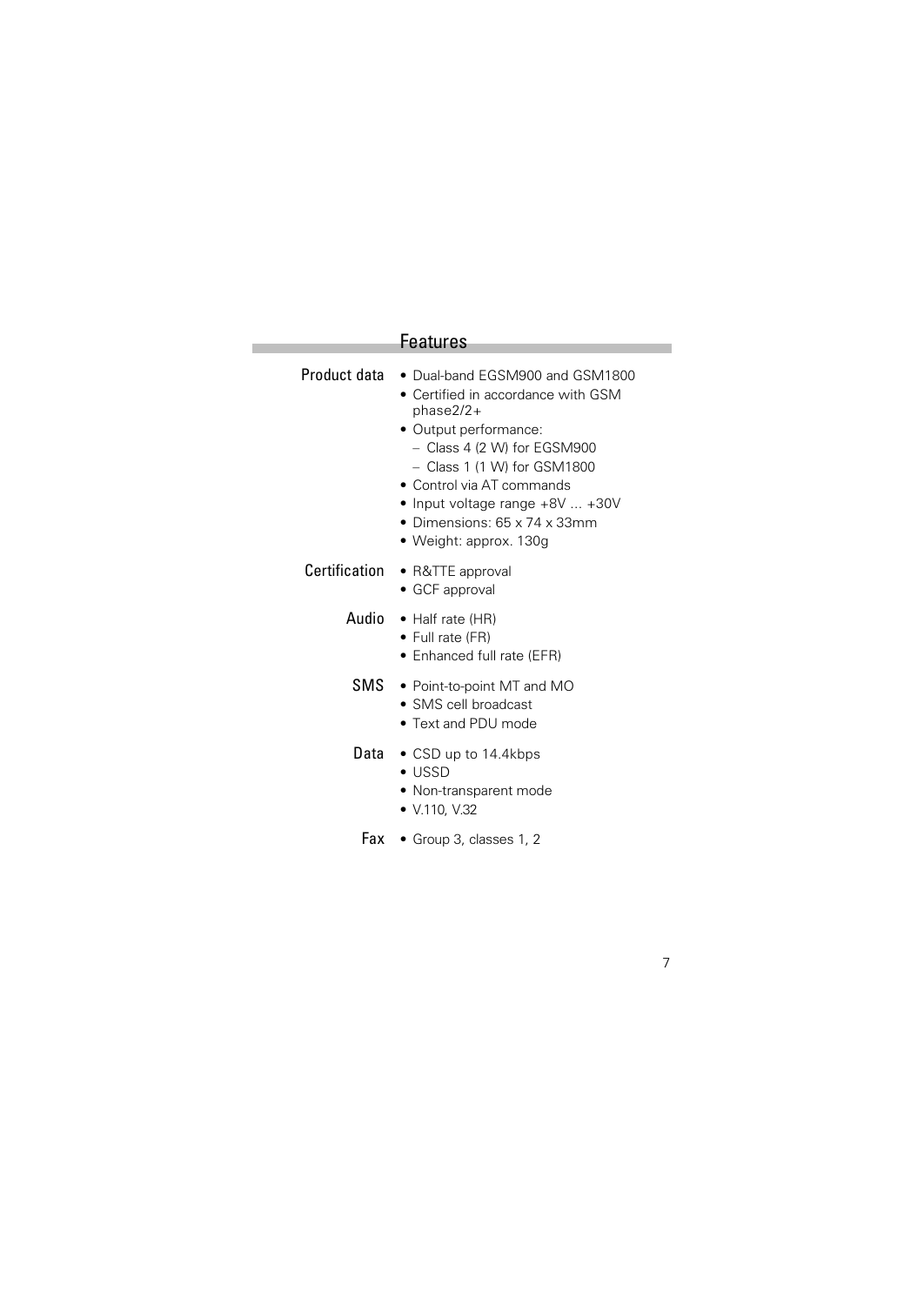## Features

**Product data**

- Dual-band EGSM900 and GSM1800
- Certified in accordance with GSM phase2/2+
- Output performance:
  - Class 4 (2 W) for EGSM900
  - Class 1 (1 W) for GSM1800
- Control via AT commands
- Input voltage range +8V ... +30V
- Dimensions: 65 x 74 x 33mm
- Weight: approx. 130g

**Certification**

- R&TTE approval
- GCF approval

**Audio**

- Half rate (HR)
- Full rate (FR)
- Enhanced full rate (EFR)

**SMS**

- Point-to-point MT and MO
- SMS cell broadcast
- Text and PDU mode

**Data**

- CSD up to 14.4kbps
- USSD
- Non-transparent mode
- V.110, V.32

**Fax**

- Group 3, classes 1, 2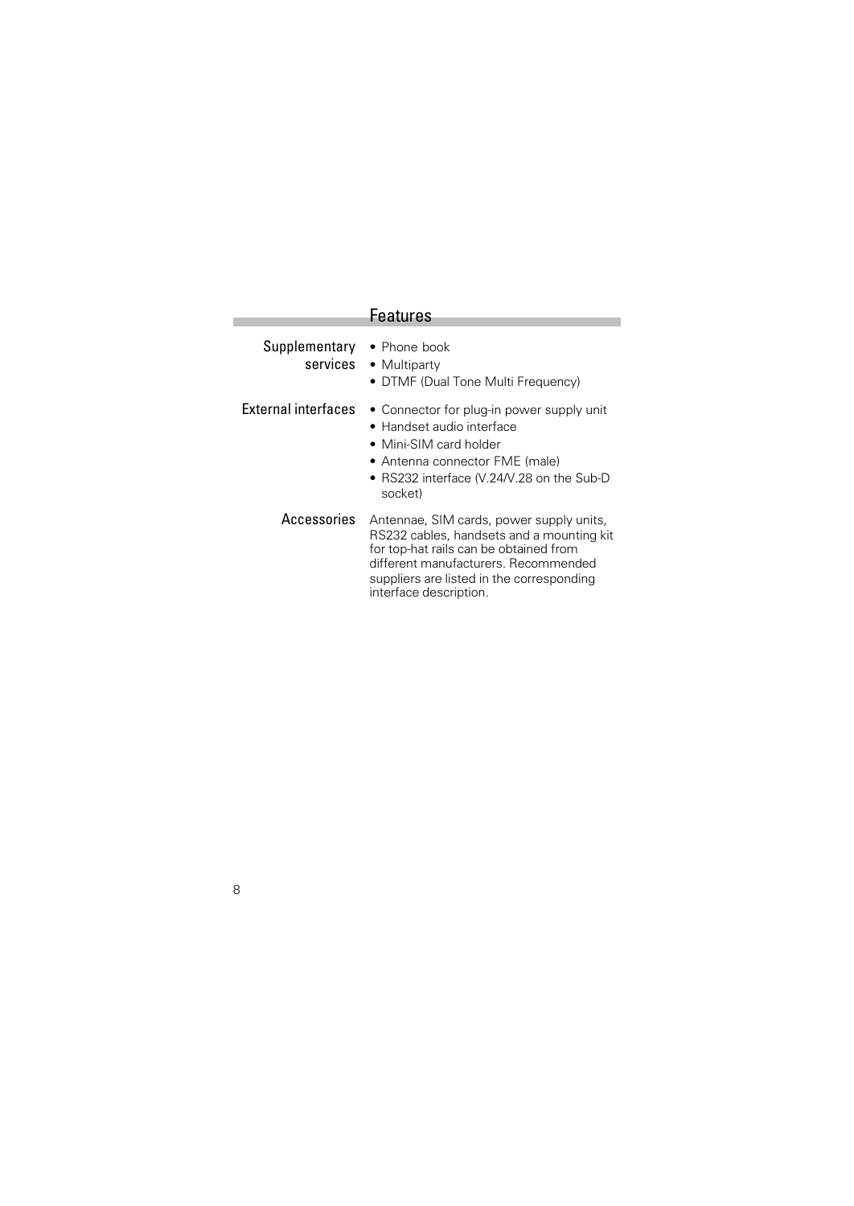## Features

**Supplementary services**

- Phone book
- Multiparty
- DTMF (Dual Tone Multi Frequency)

**External interfaces**

- Connector for plug-in power supply unit
- Handset audio interface
- Mini-SIM card holder
- Antenna connector FME (male)
- RS232 interface (V.24/V.28 on the Sub-D socket)

**Accessories**

Antennae, SIM cards, power supply units, RS232 cables, handsets and a mounting kit for top-hat rails can be obtained from different manufacturers. Recommended suppliers are listed in the corresponding interface description.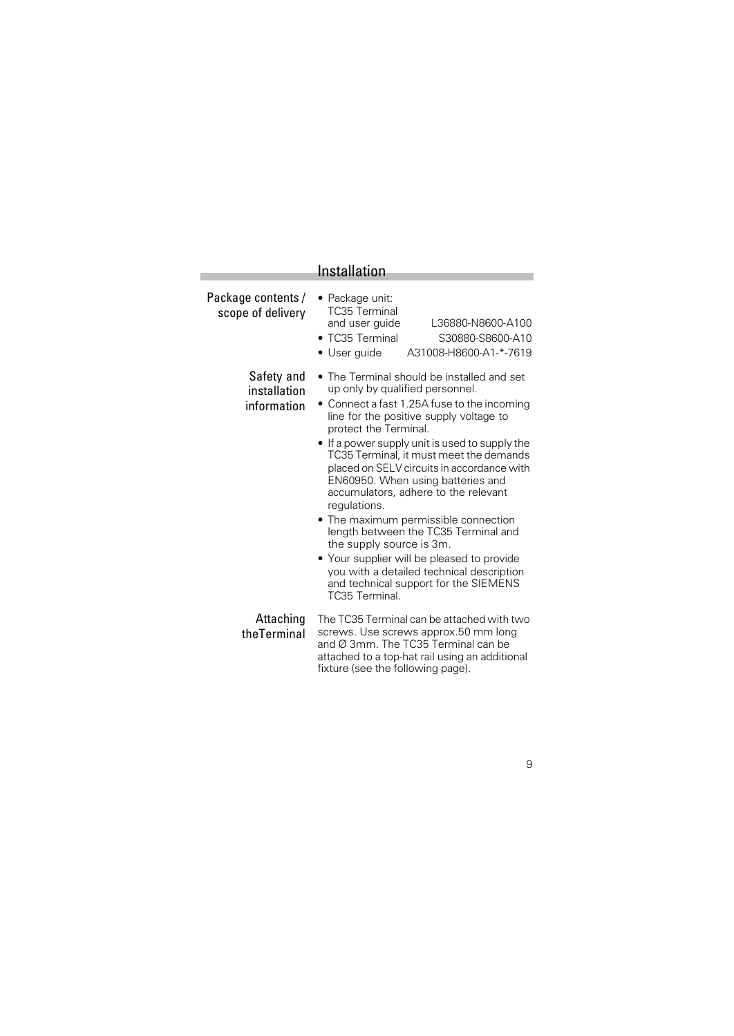# Installation

### Package contents / scope of delivery

- Package unit:
  TC35 Terminal
  and user guide L36880-N8600-A100
- TC35 Terminal S30880-S8600-A10
- User guide A31008-H8600-A1-*-7619

### Safety and installation information

- The Terminal should be installed and set up only by qualified personnel.
- Connect a fast 1.25A fuse to the incoming line for the positive supply voltage to protect the Terminal.
- If a power supply unit is used to supply the TC35 Terminal, it must meet the demands placed on SELV circuits in accordance with EN60950. When using batteries and accumulators, adhere to the relevant regulations.
- The maximum permissible connection length between the TC35 Terminal and the supply source is 3m.
- Your supplier will be pleased to provide you with a detailed technical description and technical support for the SIEMENS TC35 Terminal.

### Attaching theTerminal

The TC35 Terminal can be attached with two screws. Use screws approx.50 mm long and Ø 3mm. The TC35 Terminal can be attached to a top-hat rail using an additional fixture (see the following page).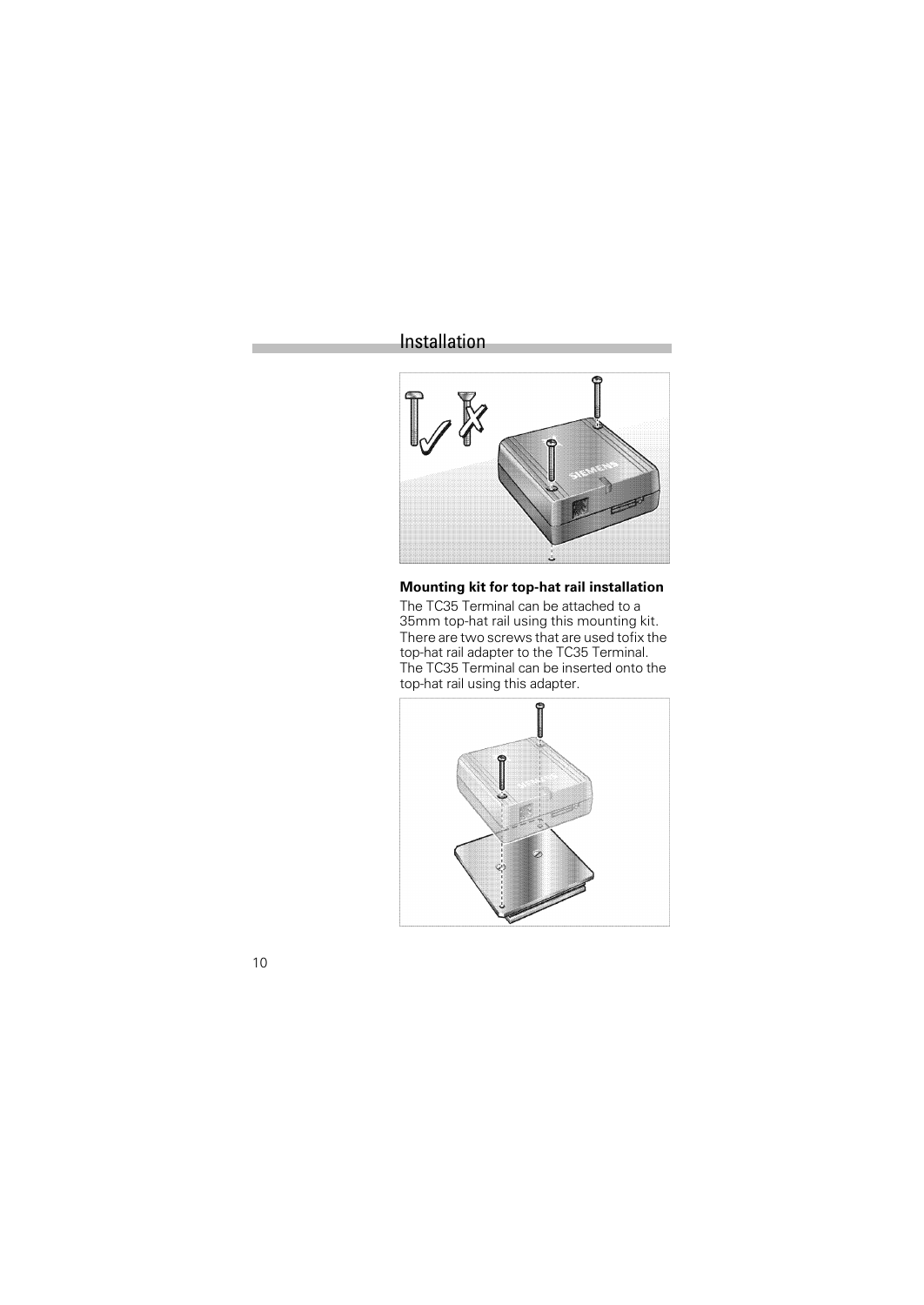## Installation

### Mounting kit for top-hat rail installation

The TC35 Terminal can be attached to a 35mm top-hat rail using this mounting kit. There are two screws that are used tofix the top-hat rail adapter to the TC35 Terminal. The TC35 Terminal can be inserted onto the top-hat rail using this adapter.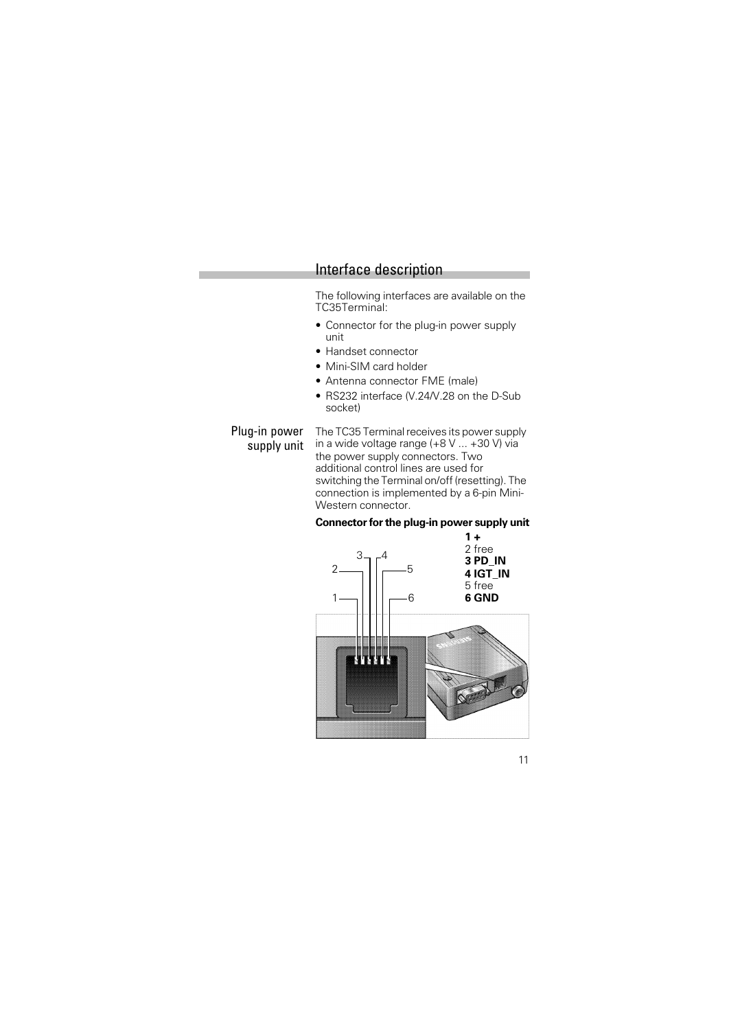# Interface description

The following interfaces are available on the TC35Terminal:

- Connector for the plug-in power supply unit
- Handset connector
- Mini-SIM card holder
- Antenna connector FME (male)
- RS232 interface (V.24/V.28 on the D-Sub socket)

## Plug-in power supply unit

The TC35 Terminal receives its power supply in a wide voltage range (+8 V ... +30 V) via the power supply connectors. Two additional control lines are used for switching the Terminal on/off (resetting). The connection is implemented by a 6-pin Mini-Western connector.

**Connector for the plug-in power supply unit**

**1 +**
2 free
**3 PD_IN**
**4 IGT_IN**
5 free
**6 GND**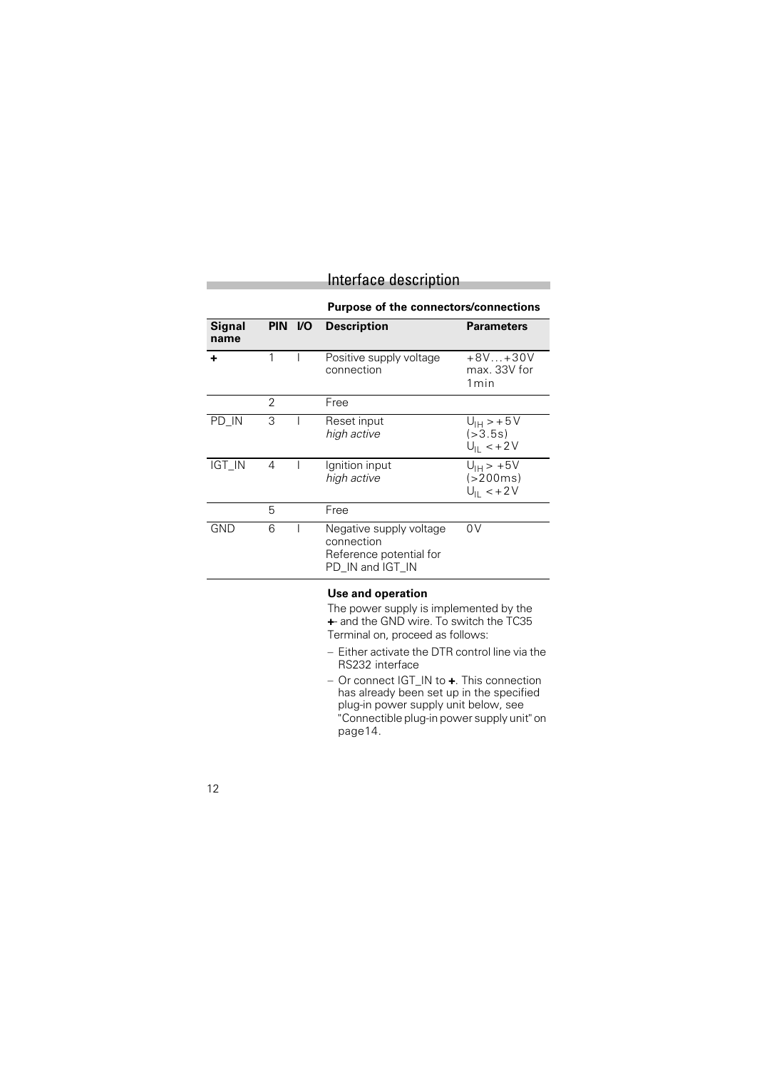# Interface description

**Purpose of the connectors/connections**

| Signal name | PIN | I/O | Description | Parameters |
|---|---|---|---|---|
| **+** | 1 | I | Positive supply voltage connection | +8V…+30V max. 33V for 1min |
| | 2 | | Free | |
| PD_IN | 3 | I | Reset input *high active* | $U_{IH}$ > +5V (>3.5s) $U_{IL}$ < +2V |
| IGT_IN | 4 | I | Ignition input *high active* | $U_{IH}$ > +5V (>200ms) $U_{IL}$ < +2V |
| | 5 | | Free | |
| GND | 6 | I | Negative supply voltage connection Reference potential for PD_IN and IGT_IN | 0V |

**Use and operation**

The power supply is implemented by the **+**- and the GND wire. To switch the TC35 Terminal on, proceed as follows:

- Either activate the DTR control line via the RS232 interface
- Or connect IGT_IN to **+**. This connection has already been set up in the specified plug-in power supply unit below, see "Connectible plug-in power supply unit" on page14.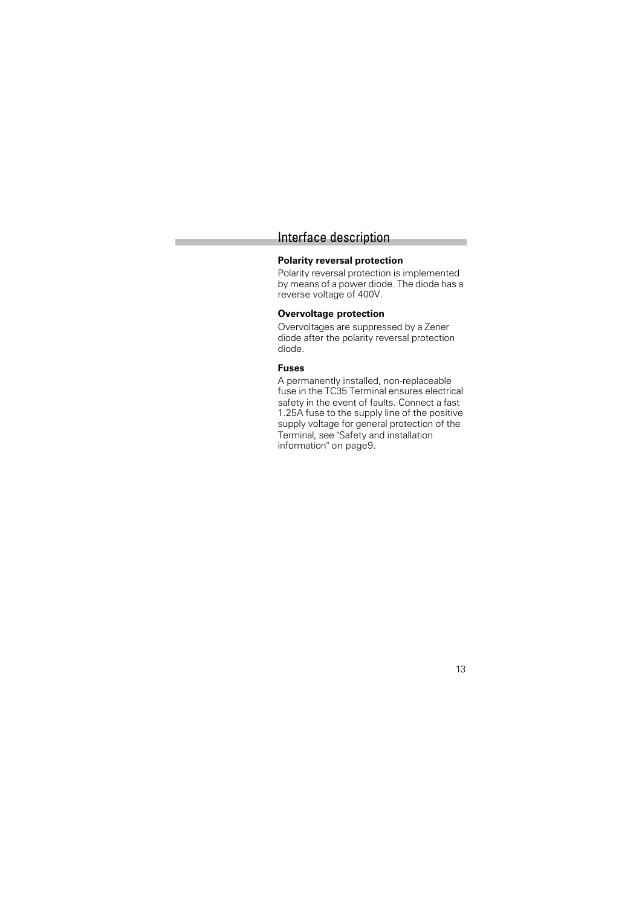## Interface description

**Polarity reversal protection**

Polarity reversal protection is implemented by means of a power diode. The diode has a reverse voltage of 400V.

**Overvoltage protection**

Overvoltages are suppressed by a Zener diode after the polarity reversal protection diode.

**Fuses**

A permanently installed, non-replaceable fuse in the TC35 Terminal ensures electrical safety in the event of faults. Connect a fast 1.25A fuse to the supply line of the positive supply voltage for general protection of the Terminal, see "Safety and installation information" on page9.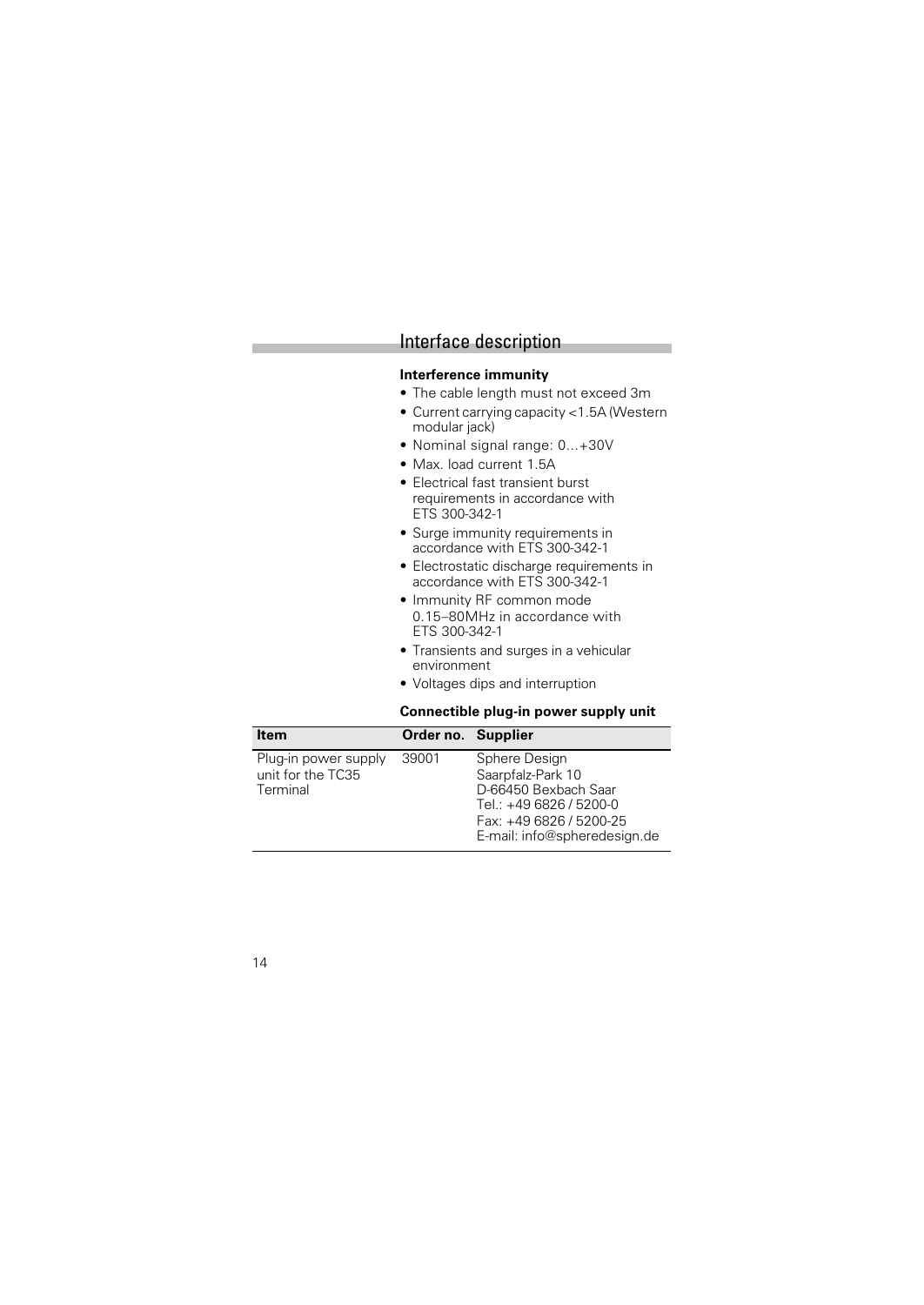# Interface description

**Interference immunity**

- The cable length must not exceed 3m
- Current carrying capacity <1.5A (Western modular jack)
- Nominal signal range: 0...+30V
- Max. load current 1.5A
- Electrical fast transient burst requirements in accordance with ETS 300-342-1
- Surge immunity requirements in accordance with ETS 300-342-1
- Electrostatic discharge requirements in accordance with ETS 300-342-1
- Immunity RF common mode 0.15–80MHz in accordance with ETS 300-342-1
- Transients and surges in a vehicular environment
- Voltages dips and interruption

**Connectible plug-in power supply unit**

| Item | Order no. | Supplier |
| --- | --- | --- |
| Plug-in power supply unit for the TC35 Terminal | 39001 | Sphere Design<br>Saarpfalz-Park 10<br>D-66450 Bexbach Saar<br>Tel.: +49 6826 / 5200-0<br>Fax: +49 6826 / 5200-25<br>E-mail: info@spheredesign.de |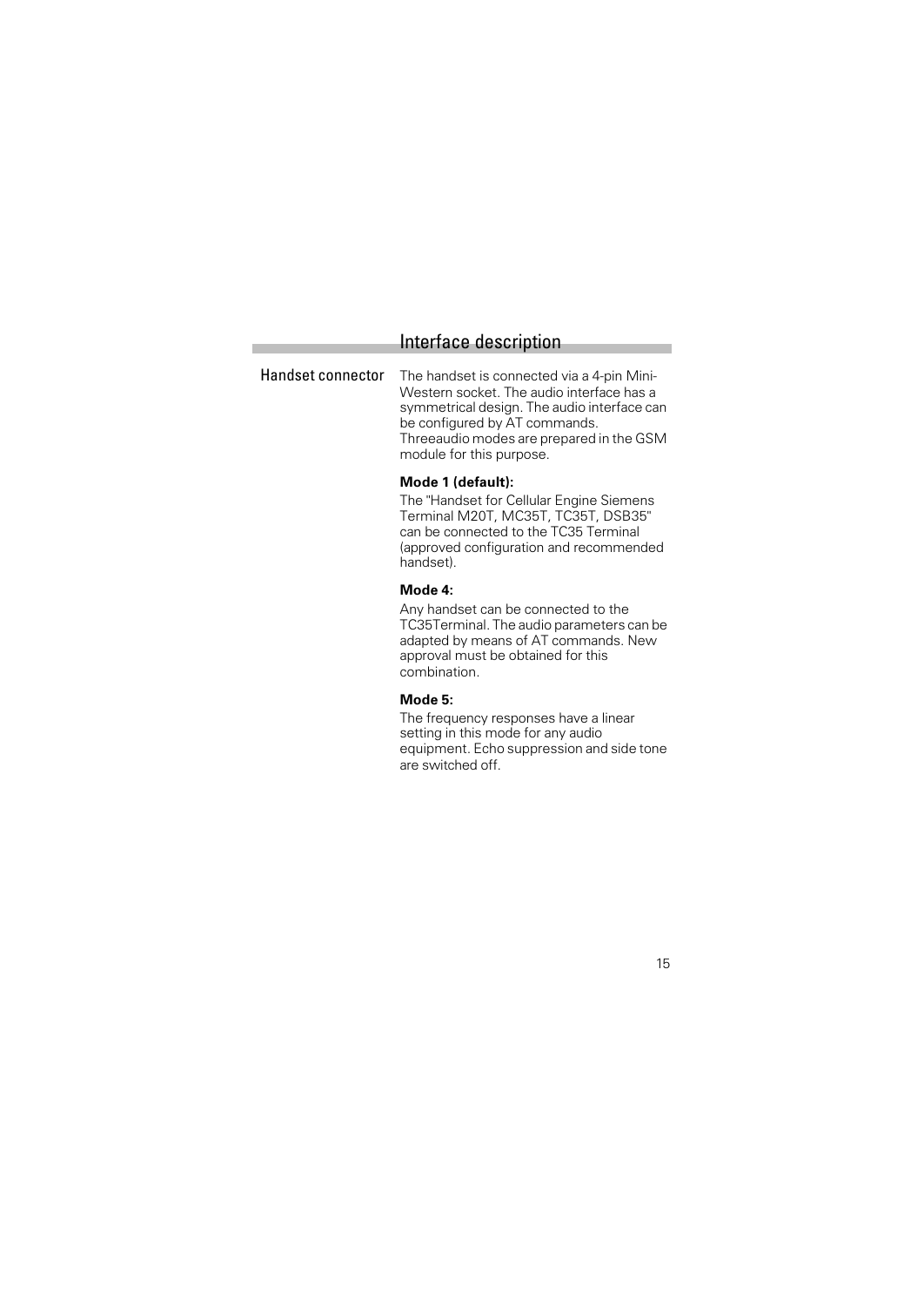# Interface description

## Handset connector

The handset is connected via a 4-pin Mini-Western socket. The audio interface has a symmetrical design. The audio interface can be configured by AT commands. Threeaudio modes are prepared in the GSM module for this purpose.

**Mode 1 (default):**

The "Handset for Cellular Engine Siemens Terminal M20T, MC35T, TC35T, DSB35" can be connected to the TC35 Terminal (approved configuration and recommended handset).

**Mode 4:**

Any handset can be connected to the TC35Terminal. The audio parameters can be adapted by means of AT commands. New approval must be obtained for this combination.

**Mode 5:**

The frequency responses have a linear setting in this mode for any audio equipment. Echo suppression and side tone are switched off.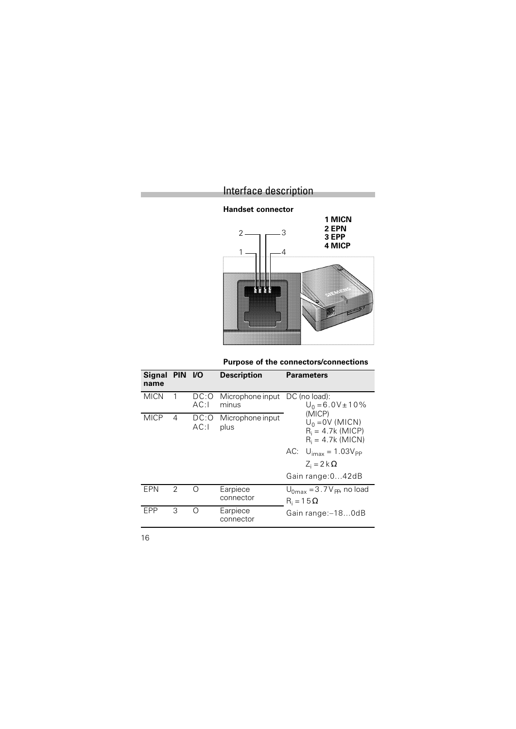# Interface description

### Handset connector

1 MICN
2 EPN
3 EPP
4 MICP

### Purpose of the connectors/connections

| Signal name | PIN | I/O | Description | Parameters |
|---|---|---|---|---|
| MICN | 1 | DC:O AC:I | Microphone input minus | DC (no load): $U_0 = 6.0V \pm 10\%$ (MICP) $U_0 = 0V$ (MICN) $R_i = 4.7k$ (MICP) $R_i = 4.7k$ (MICN) AC: $U_{imax} = 1.03V_{PP}$ $Z_i = 2\,k\Omega$ Gain range: 0...42dB |
| MICP | 4 | DC:O AC:I | Microphone input plus | |
| EPN | 2 | O | Earpiece connector | $U_{0max} = 3.7V_{PP}$, no load $R_i = 15\,\Omega$ Gain range: –18...0dB |
| EPP | 3 | O | Earpiece connector | |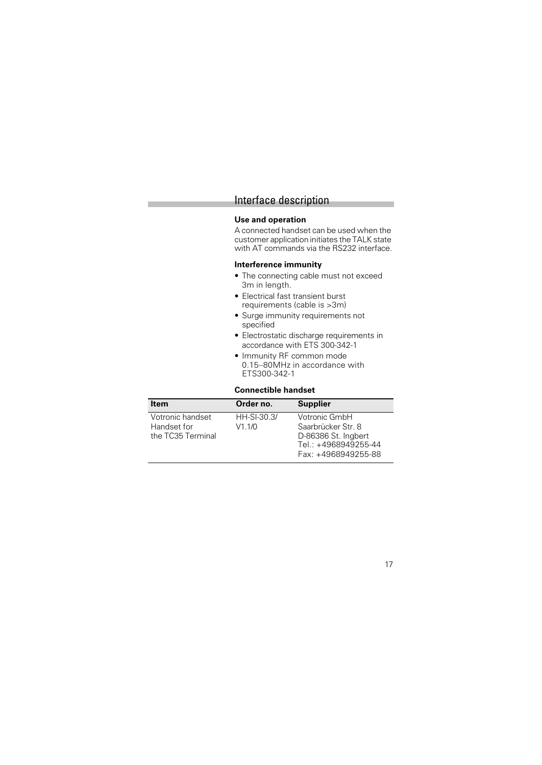## Interface description

### Use and operation

A connected handset can be used when the customer application initiates the TALK state with AT commands via the RS232 interface.

### Interference immunity

- The connecting cable must not exceed 3m in length.
- Electrical fast transient burst requirements (cable is >3m)
- Surge immunity requirements not specified
- Electrostatic discharge requirements in accordance with ETS 300-342-1
- Immunity RF common mode 0.15–80MHz in accordance with ETS300-342-1

### Connectible handset

| Item | Order no. | Supplier |
|---|---|---|
| Votronic handset Handset for the TC35 Terminal | HH-SI-30.3/ V1.1/0 | Votronic GmbH Saarbrücker Str. 8 D-86386 St. Ingbert Tel.: +4968949255-44 Fax: +4968949255-88 |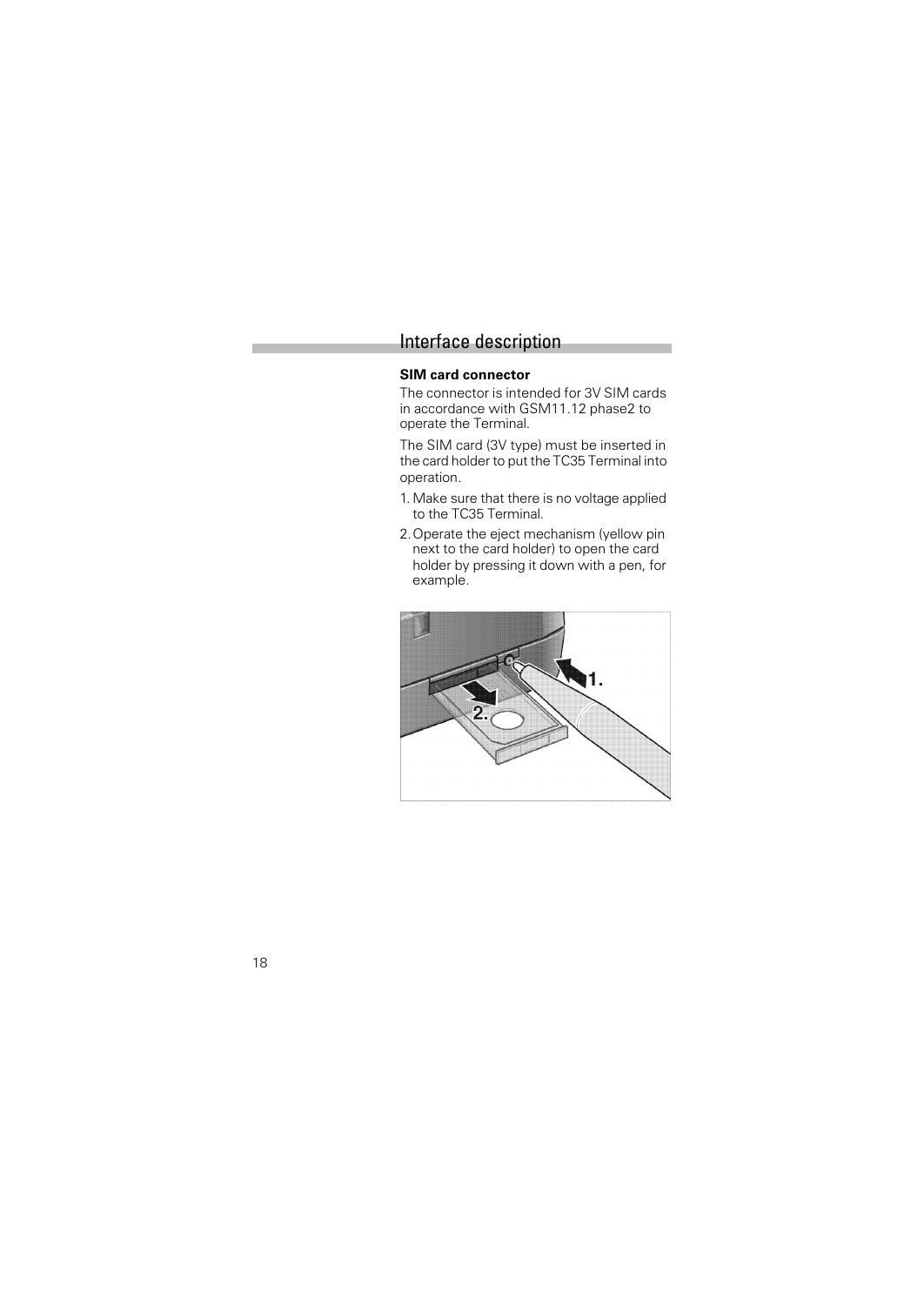# Interface description

**SIM card connector**

The connector is intended for 3V SIM cards in accordance with GSM11.12 phase2 to operate the Terminal.

The SIM card (3V type) must be inserted in the card holder to put the TC35 Terminal into operation.

1. Make sure that there is no voltage applied to the TC35 Terminal.
2. Operate the eject mechanism (yellow pin next to the card holder) to open the card holder by pressing it down with a pen, for example.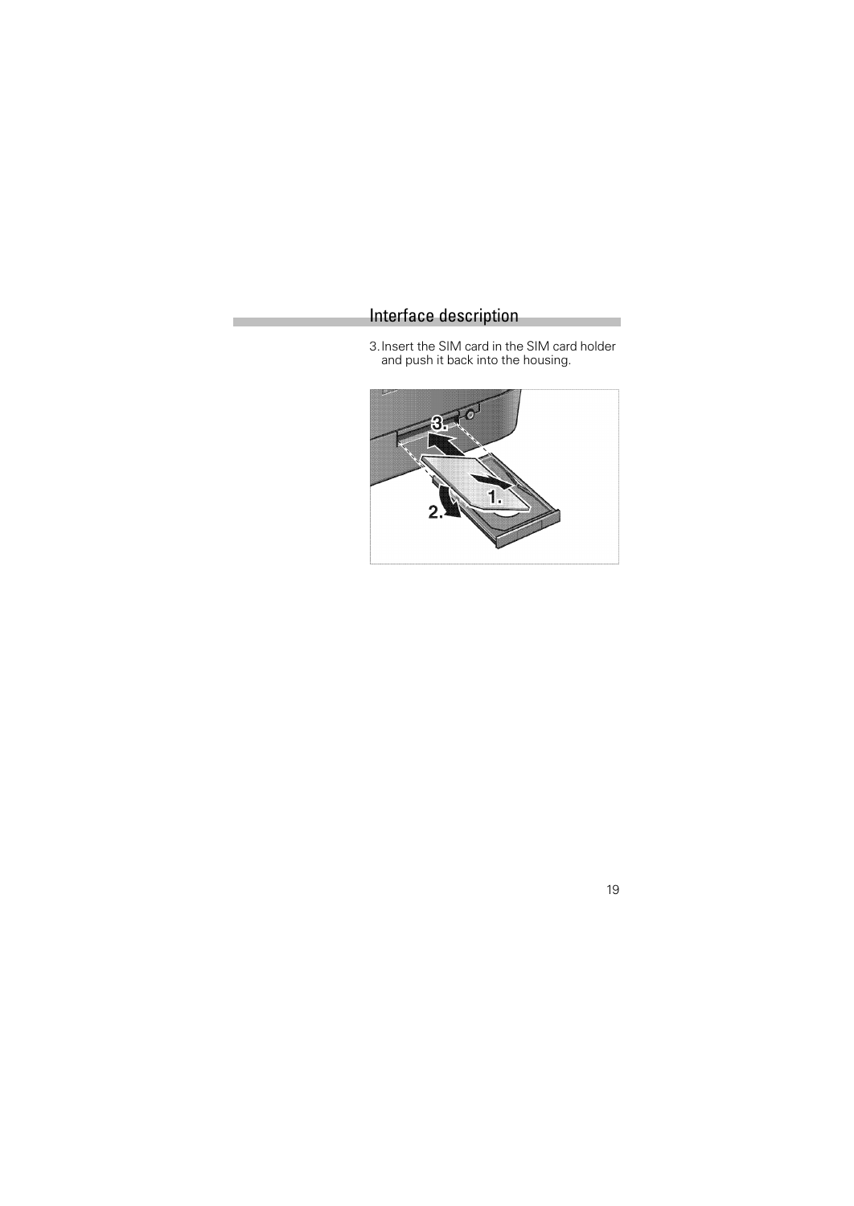3. Insert the SIM card in the SIM card holder and push it back into the housing.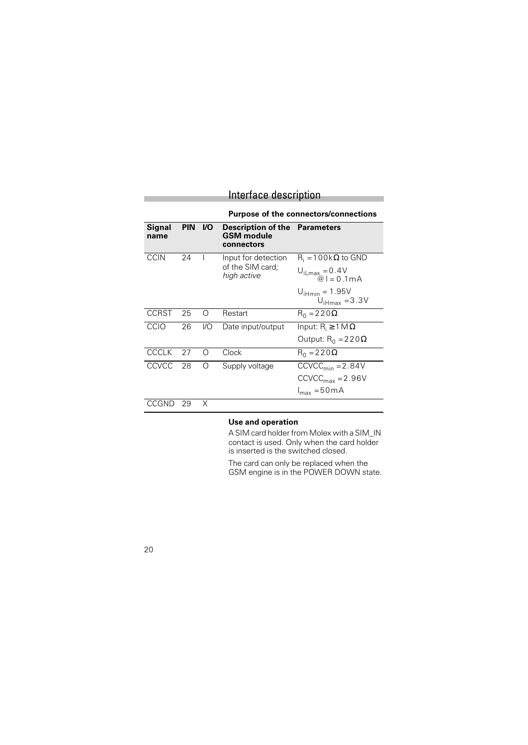## Interface description

### Purpose of the connectors/connections

| Signal name | PIN | I/O | Description of the GSM module connectors | Parameters |
|---|---|---|---|---|
| CCIN | 24 | I | Input for detection of the SIM card; *high active* | $R_i = 100 k\Omega$ to GND<br>$U_{iLmax} = 0.4V$ @ $I = 0.1mA$<br>$U_{iHmin} = 1.95V$<br>$U_{iHmax} = 3.3V$ |
| CCRST | 25 | O | Restart | $R_0 = 220\Omega$ |
| CCIO | 26 | I/O | Date input/output | Input: $R_i \geq 1 M\Omega$<br>Output: $R_0 = 220\Omega$ |
| CCCLK | 27 | O | Clock | $R_0 = 220\Omega$ |
| CCVCC | 28 | O | Supply voltage | $CCVCC_{min} = 2.84V$<br>$CCVCC_{max} = 2.96V$<br>$I_{max} = 50mA$ |
| CCGND | 29 | X | | |

**Use and operation**

A SIM card holder from Molex with a SIM_IN contact is used. Only when the card holder is inserted is the switched closed.

The card can only be replaced when the GSM engine is in the POWER DOWN state.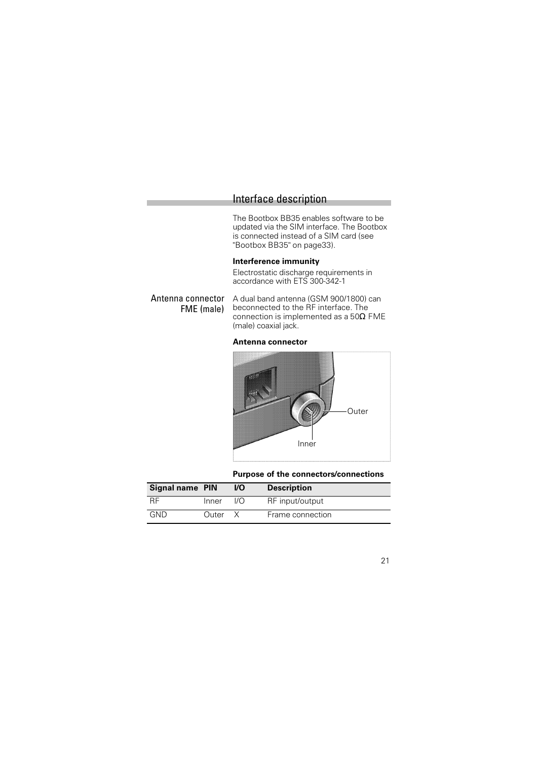## Interface description

The Bootbox BB35 enables software to be updated via the SIM interface. The Bootbox is connected instead of a SIM card (see "Bootbox BB35" on page33).

**Interference immunity**

Electrostatic discharge requirements in accordance with ETS 300-342-1

### Antenna connector FME (male)

A dual band antenna (GSM 900/1800) can beconnected to the RF interface. The connection is implemented as a 50Ω FME (male) coaxial jack.

**Antenna connector**

Outer

Inner

**Purpose of the connectors/connections**

| Signal name | PIN | I/O | Description |
|---|---|---|---|
| RF | Inner | I/O | RF input/output |
| GND | Outer | X | Frame connection |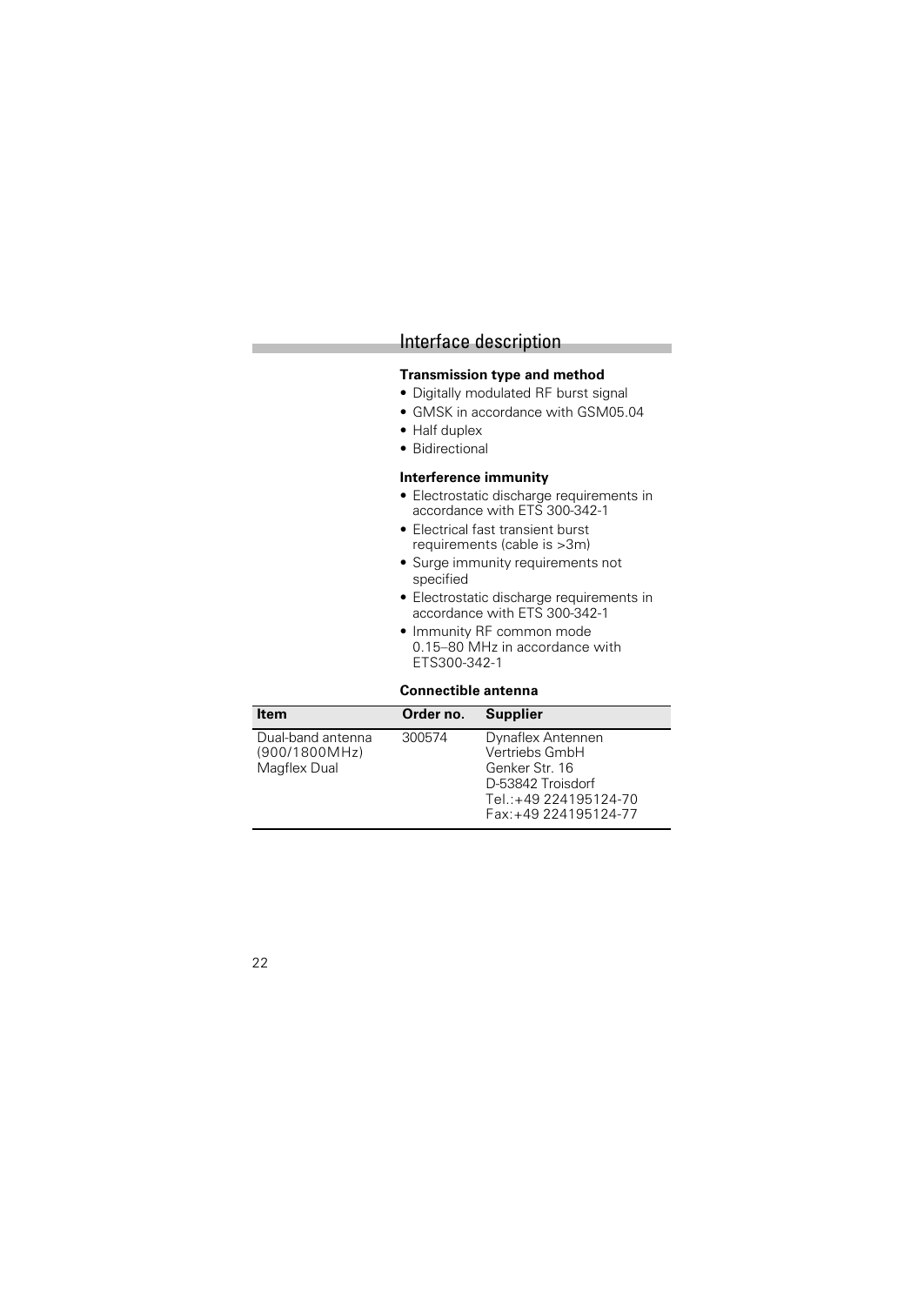# Interface description

### Transmission type and method

- Digitally modulated RF burst signal
- GMSK in accordance with GSM05.04
- Half duplex
- Bidirectional

### Interference immunity

- Electrostatic discharge requirements in accordance with ETS 300-342-1
- Electrical fast transient burst requirements (cable is >3m)
- Surge immunity requirements not specified
- Electrostatic discharge requirements in accordance with ETS 300-342-1
- Immunity RF common mode 0.15–80 MHz in accordance with ETS300-342-1

### Connectible antenna

| Item | Order no. | Supplier |
|---|---|---|
| Dual-band antenna (900/1800MHz) Magflex Dual | 300574 | Dynaflex Antennen Vertriebs GmbH Genker Str. 16 D-53842 Troisdorf Tel.:+49 224195124-70 Fax:+49 224195124-77 |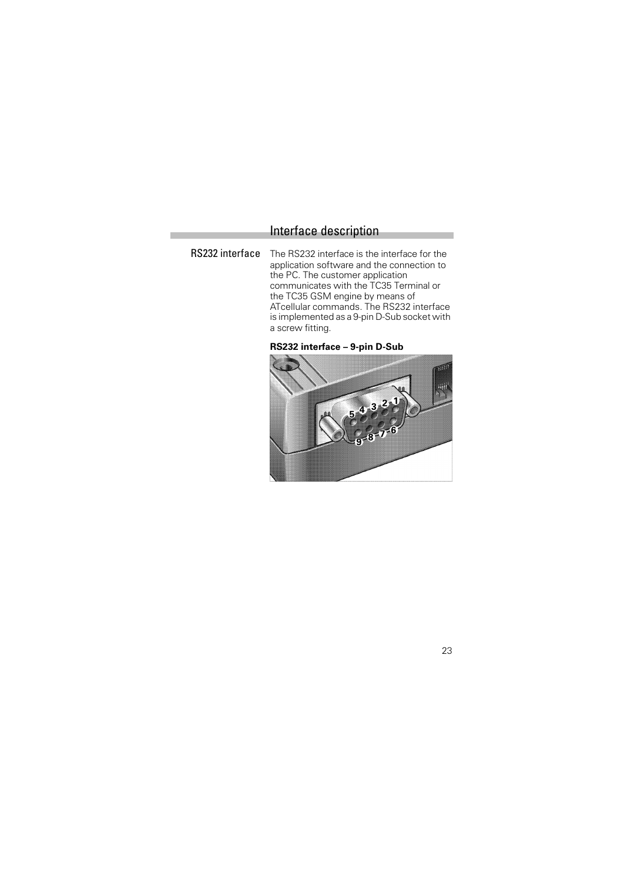## Interface description

**RS232 interface**

The RS232 interface is the interface for the application software and the connection to the PC. The customer application communicates with the TC35 Terminal or the TC35 GSM engine by means of ATcellular commands. The RS232 interface is implemented as a 9-pin D-Sub socket with a screw fitting.

**RS232 interface – 9-pin D-Sub**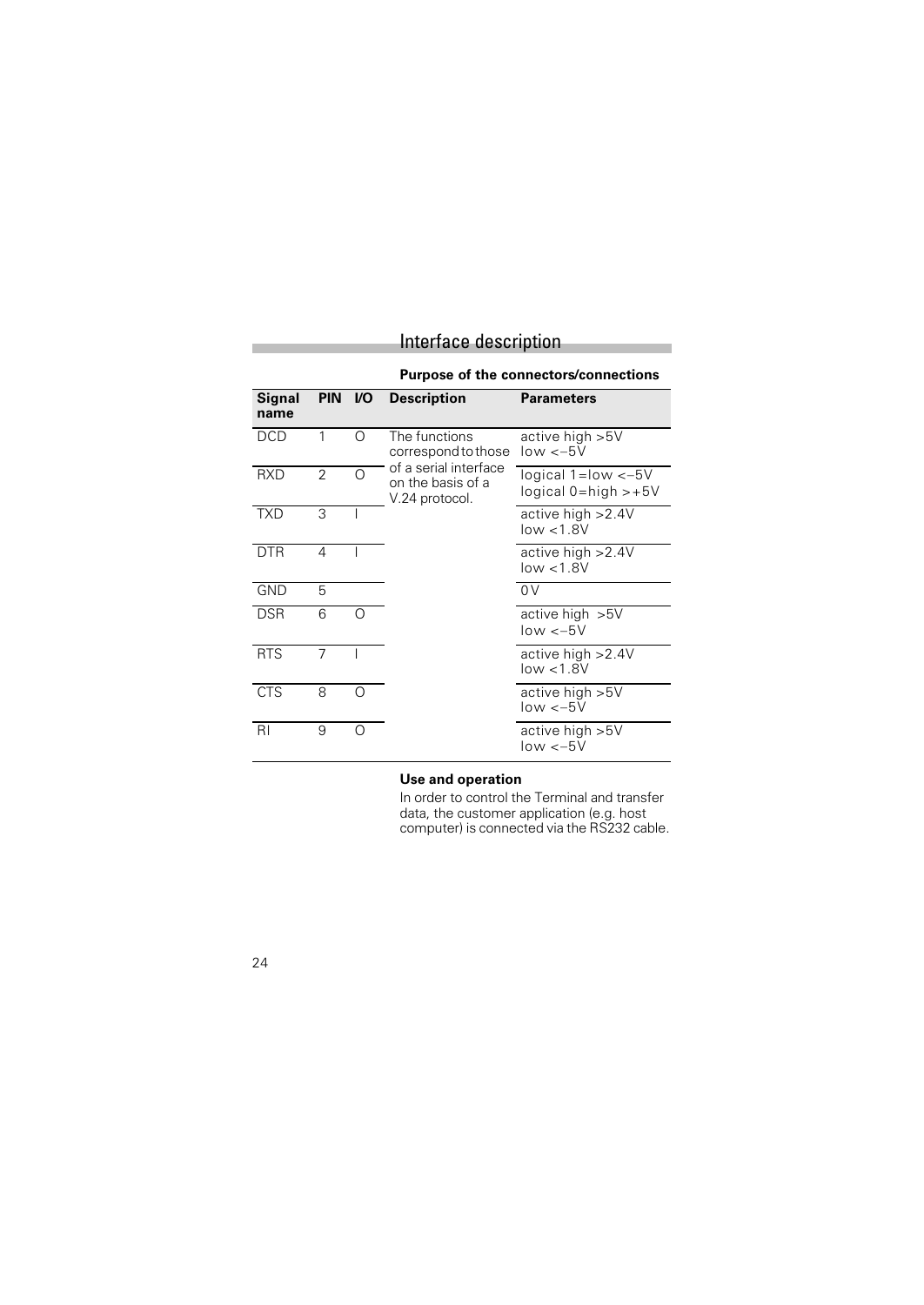# Interface description

### Purpose of the connectors/connections

| Signal name | PIN | I/O | Description | Parameters |
|---|---|---|---|---|
| DCD | 1 | O | The functions correspond to those of a serial interface on the basis of a V.24 protocol. | active high >5V<br>low <–5V |
| RXD | 2 | O | | logical 1=low <–5V<br>logical 0=high >+5V |
| TXD | 3 | I | | active high >2.4V<br>low <1.8V |
| DTR | 4 | I | | active high >2.4V<br>low <1.8V |
| GND | 5 | | | 0 V |
| DSR | 6 | O | | active high >5V<br>low <–5V |
| RTS | 7 | I | | active high >2.4V<br>low <1.8V |
| CTS | 8 | O | | active high >5V<br>low <–5V |
| RI | 9 | O | | active high >5V<br>low <–5V |

### Use and operation

In order to control the Terminal and transfer data, the customer application (e.g. host computer) is connected via the RS232 cable.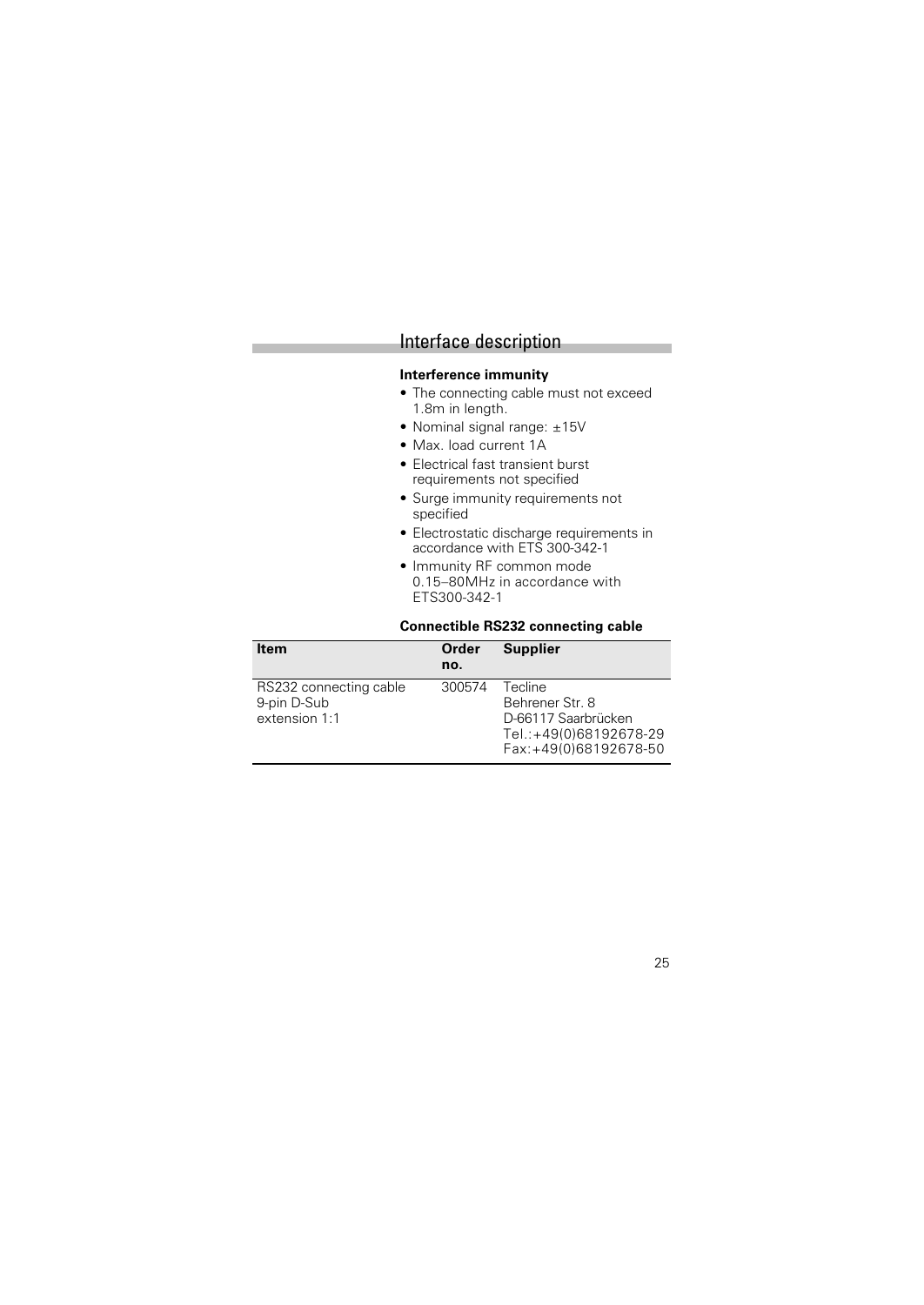## Interface description

**Interference immunity**

- The connecting cable must not exceed 1.8m in length.
- Nominal signal range: ±15V
- Max. load current 1A
- Electrical fast transient burst requirements not specified
- Surge immunity requirements not specified
- Electrostatic discharge requirements in accordance with ETS 300-342-1
- Immunity RF common mode 0.15–80MHz in accordance with ETS300-342-1

**Connectible RS232 connecting cable**

| Item | Order no. | Supplier |
| --- | --- | --- |
| RS232 connecting cable 9-pin D-Sub extension 1:1 | 300574 | Tecline<br>Behrener Str. 8<br>D-66117 Saarbrücken<br>Tel.:+49(0)68192678-29<br>Fax:+49(0)68192678-50 |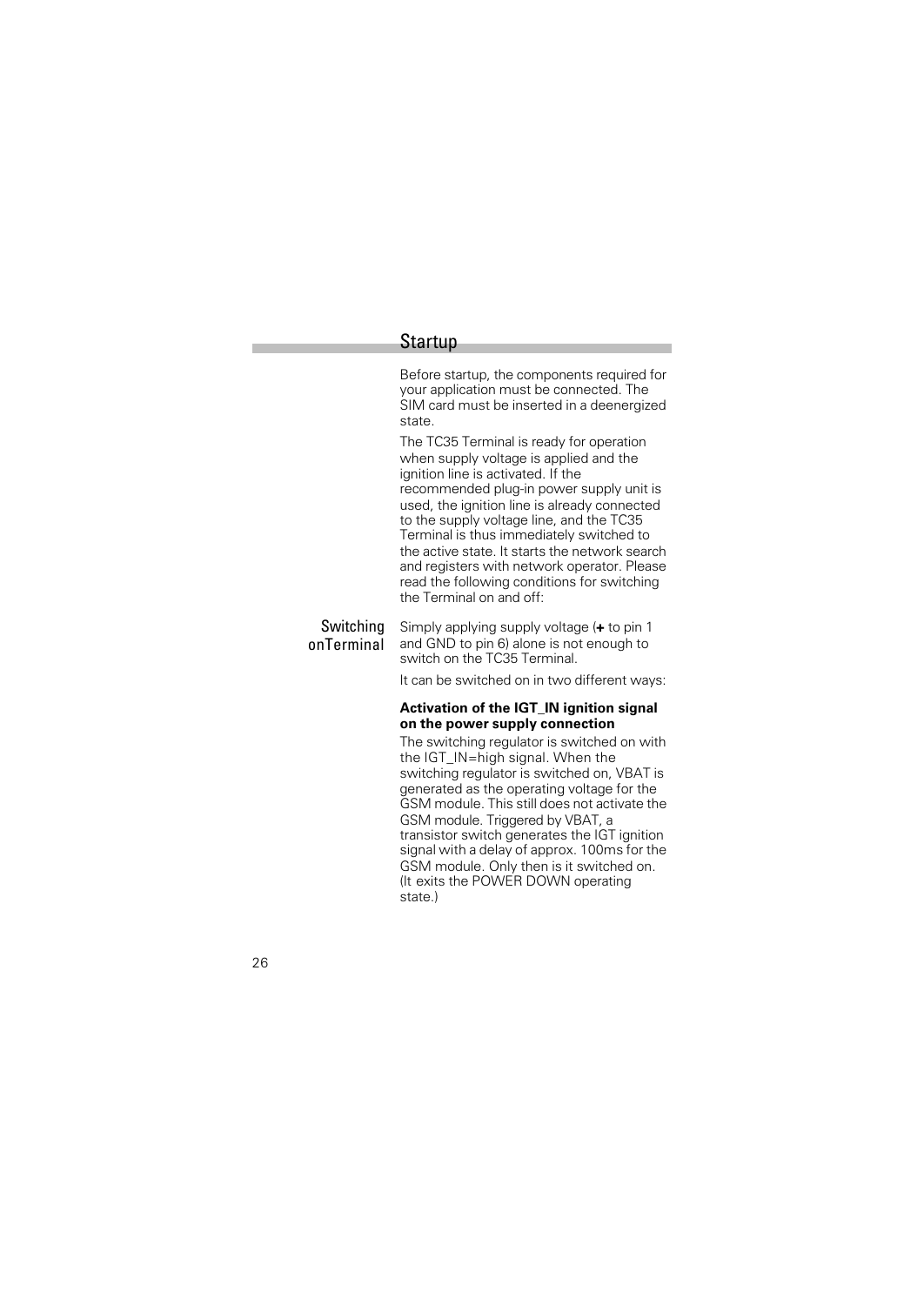## Startup

Before startup, the components required for your application must be connected. The SIM card must be inserted in a deenergized state.

The TC35 Terminal is ready for operation when supply voltage is applied and the ignition line is activated. If the recommended plug-in power supply unit is used, the ignition line is already connected to the supply voltage line, and the TC35 Terminal is thus immediately switched to the active state. It starts the network search and registers with network operator. Please read the following conditions for switching the Terminal on and off:

### Switching onTerminal

Simply applying supply voltage (**+** to pin 1 and GND to pin 6) alone is not enough to switch on the TC35 Terminal.

It can be switched on in two different ways:

**Activation of the IGT_IN ignition signal on the power supply connection**

The switching regulator is switched on with the IGT_IN=high signal. When the switching regulator is switched on, VBAT is generated as the operating voltage for the GSM module. This still does not activate the GSM module. Triggered by VBAT, a transistor switch generates the IGT ignition signal with a delay of approx. 100ms for the GSM module. Only then is it switched on. (It exits the POWER DOWN operating state.)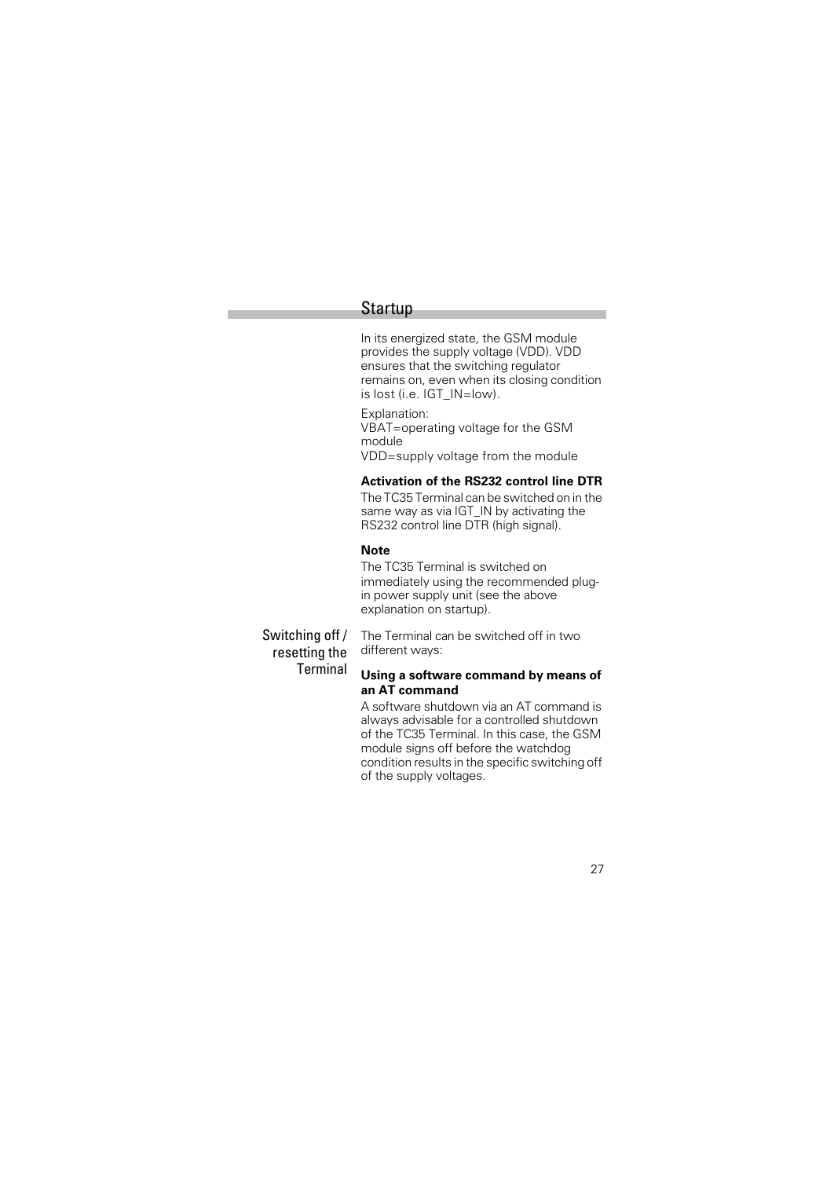## Startup

In its energized state, the GSM module provides the supply voltage (VDD). VDD ensures that the switching regulator remains on, even when its closing condition is lost (i.e. IGT_IN=low).

Explanation:
VBAT=operating voltage for the GSM module
VDD=supply voltage from the module

**Activation of the RS232 control line DTR**

The TC35 Terminal can be switched on in the same way as via IGT_IN by activating the RS232 control line DTR (high signal).

**Note**

The TC35 Terminal is switched on immediately using the recommended plug-in power supply unit (see the above explanation on startup).

### Switching off / resetting the Terminal

The Terminal can be switched off in two different ways:

**Using a software command by means of an AT command**

A software shutdown via an AT command is always advisable for a controlled shutdown of the TC35 Terminal. In this case, the GSM module signs off before the watchdog condition results in the specific switching off of the supply voltages.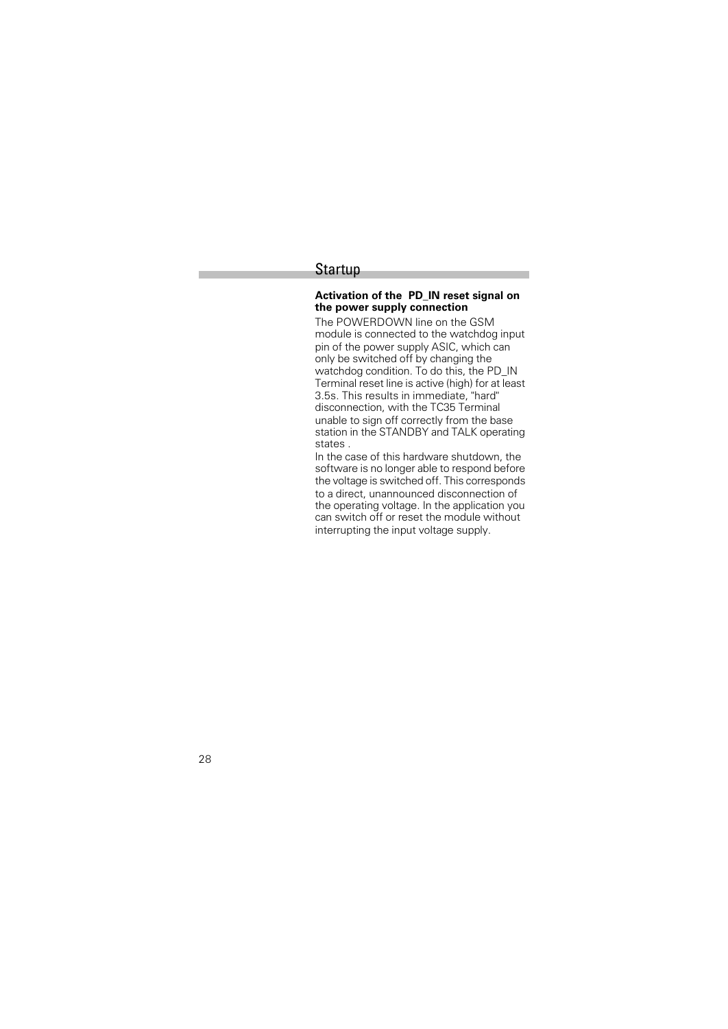## Startup

**Activation of the PD_IN reset signal on the power supply connection**

The POWERDOWN line on the GSM module is connected to the watchdog input pin of the power supply ASIC, which can only be switched off by changing the watchdog condition. To do this, the PD_IN Terminal reset line is active (high) for at least 3.5s. This results in immediate, "hard" disconnection, with the TC35 Terminal unable to sign off correctly from the base station in the STANDBY and TALK operating states .

In the case of this hardware shutdown, the software is no longer able to respond before the voltage is switched off. This corresponds to a direct, unannounced disconnection of the operating voltage. In the application you can switch off or reset the module without interrupting the input voltage supply.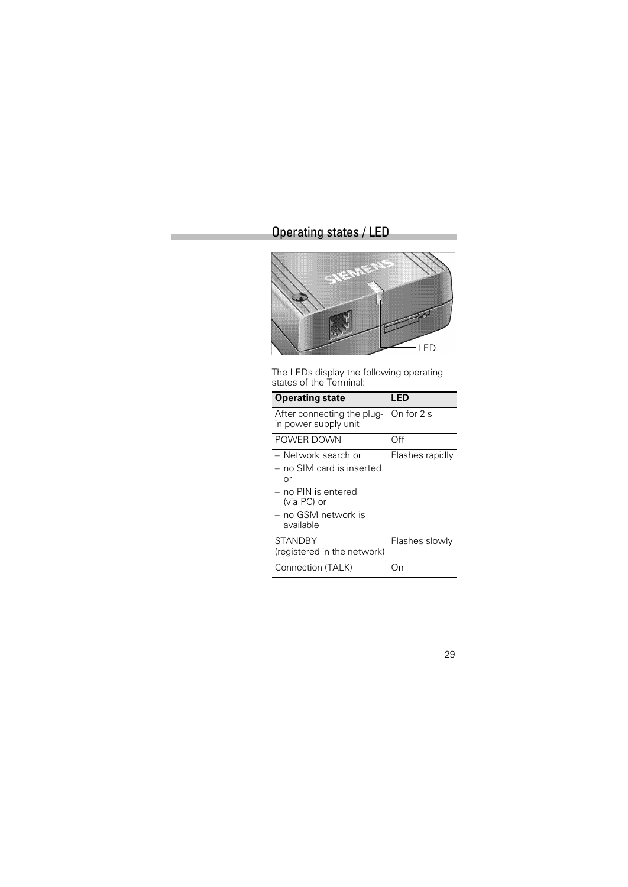## Operating states / LED

LED

The LEDs display the following operating states of the Terminal:

| Operating state | LED |
|---|---|
| After connecting the plug-in power supply unit | On for 2 s |
| POWER DOWN | Off |
| – Network search or<br>– no SIM card is inserted or<br>– no PIN is entered (via PC) or<br>– no GSM network is available | Flashes rapidly |
| STANDBY (registered in the network) | Flashes slowly |
| Connection (TALK) | On |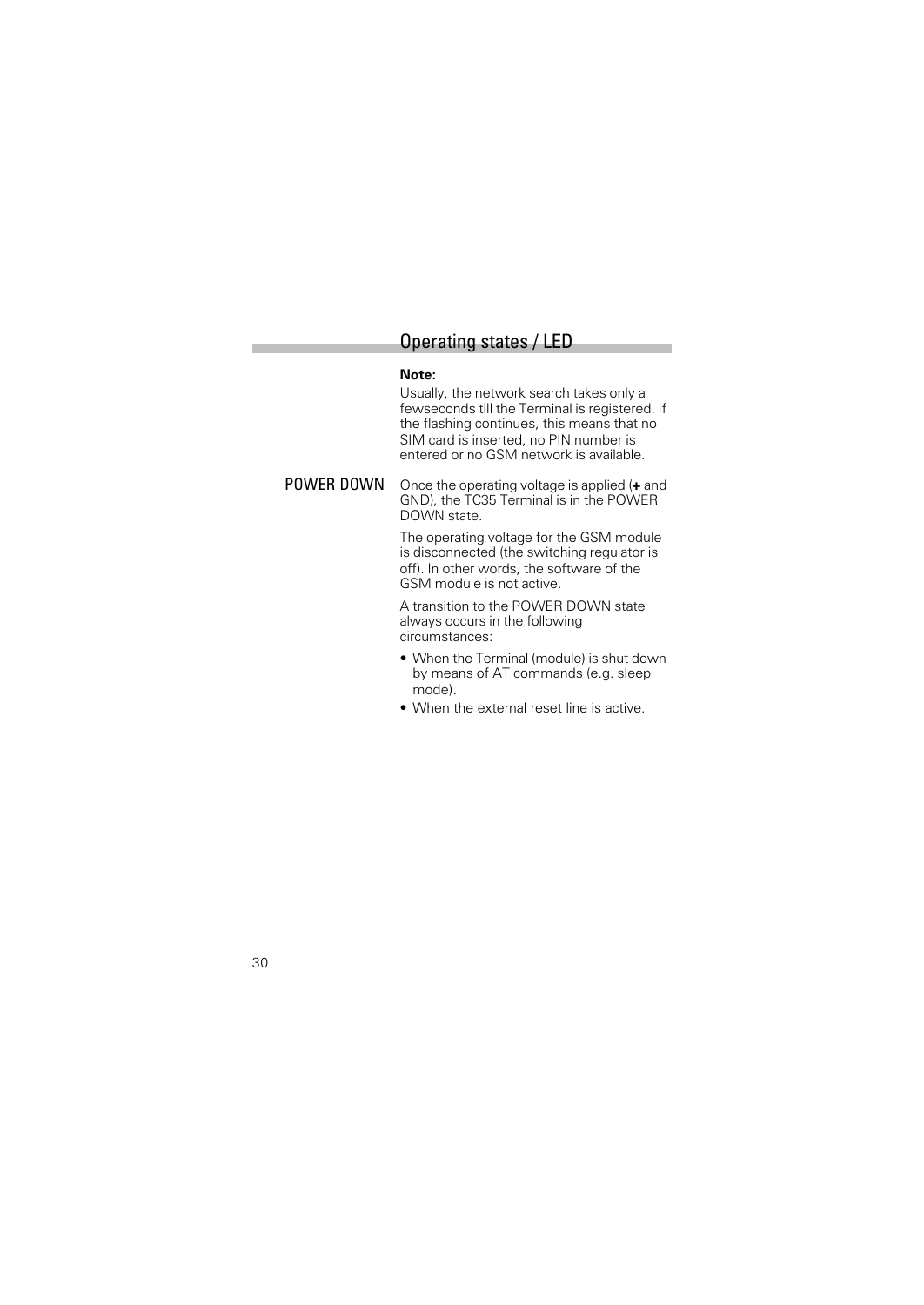## Operating states / LED

**Note:**
Usually, the network search takes only a fewseconds till the Terminal is registered. If the flashing continues, this means that no SIM card is inserted, no PIN number is entered or no GSM network is available.

### POWER DOWN

Once the operating voltage is applied (**+** and GND), the TC35 Terminal is in the POWER DOWN state.

The operating voltage for the GSM module is disconnected (the switching regulator is off). In other words, the software of the GSM module is not active.

A transition to the POWER DOWN state always occurs in the following circumstances:

- When the Terminal (module) is shut down by means of AT commands (e.g. sleep mode).
- When the external reset line is active.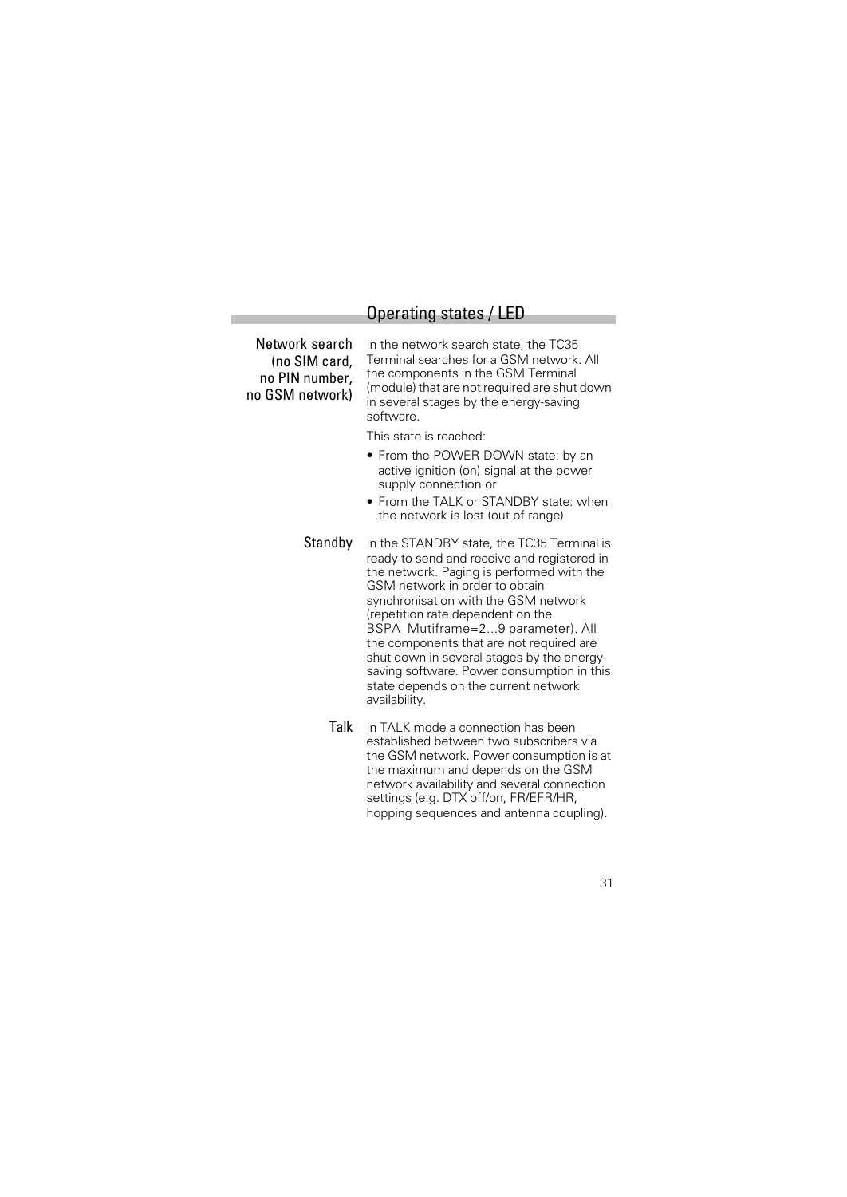## Operating states / LED

### Network search (no SIM card, no PIN number, no GSM network)

In the network search state, the TC35 Terminal searches for a GSM network. All the components in the GSM Terminal (module) that are not required are shut down in several stages by the energy-saving software.

This state is reached:

- From the POWER DOWN state: by an active ignition (on) signal at the power supply connection or
- From the TALK or STANDBY state: when the network is lost (out of range)

### Standby

In the STANDBY state, the TC35 Terminal is ready to send and receive and registered in the network. Paging is performed with the GSM network in order to obtain synchronisation with the GSM network (repetition rate dependent on the BSPA_Mutiframe=2...9 parameter). All the components that are not required are shut down in several stages by the energy-saving software. Power consumption in this state depends on the current network availability.

### Talk

In TALK mode a connection has been established between two subscribers via the GSM network. Power consumption is at the maximum and depends on the GSM network availability and several connection settings (e.g. DTX off/on, FR/EFR/HR, hopping sequences and antenna coupling).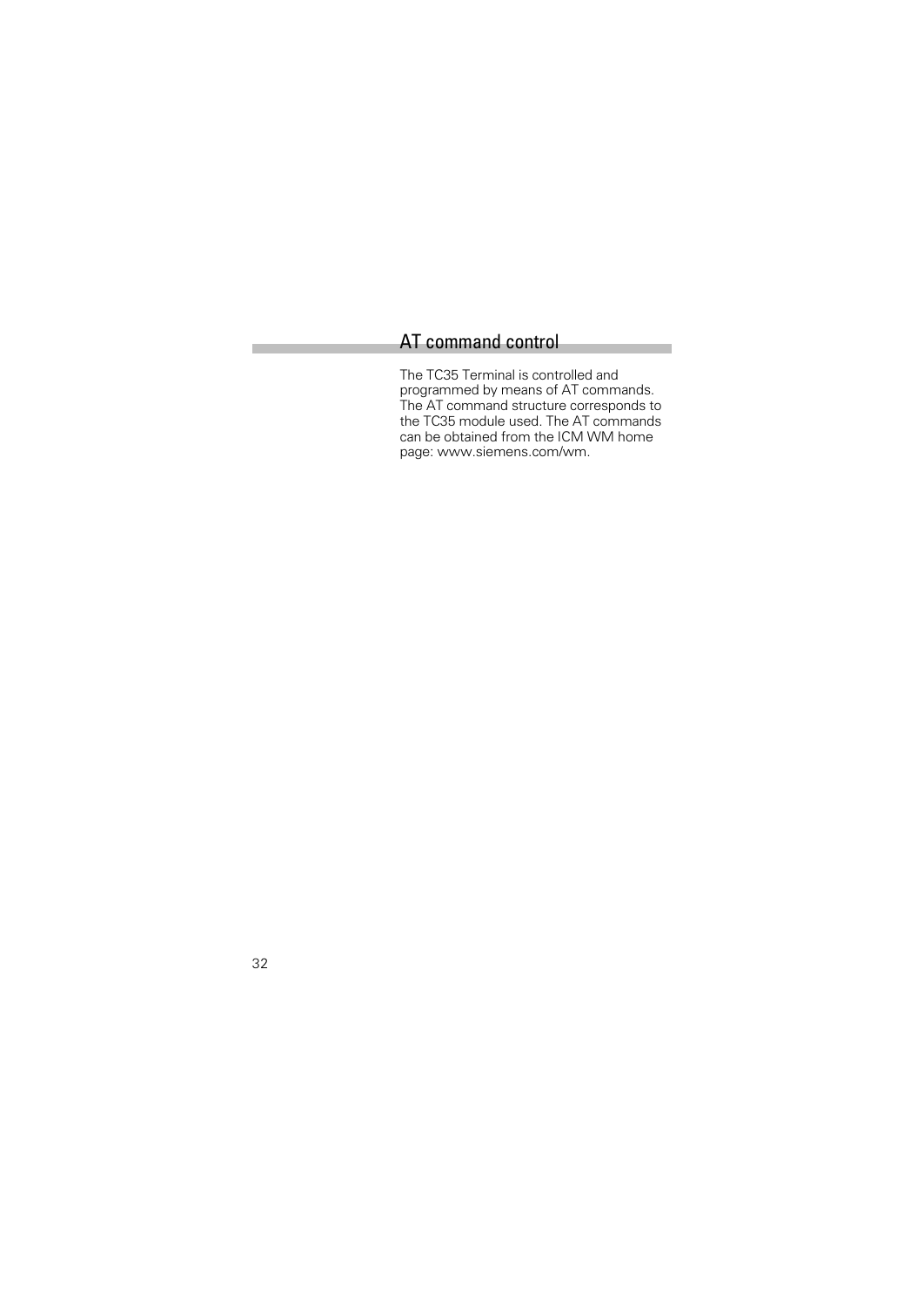# AT command control

The TC35 Terminal is controlled and programmed by means of AT commands. The AT command structure corresponds to the TC35 module used. The AT commands can be obtained from the ICM WM home page: www.siemens.com/wm.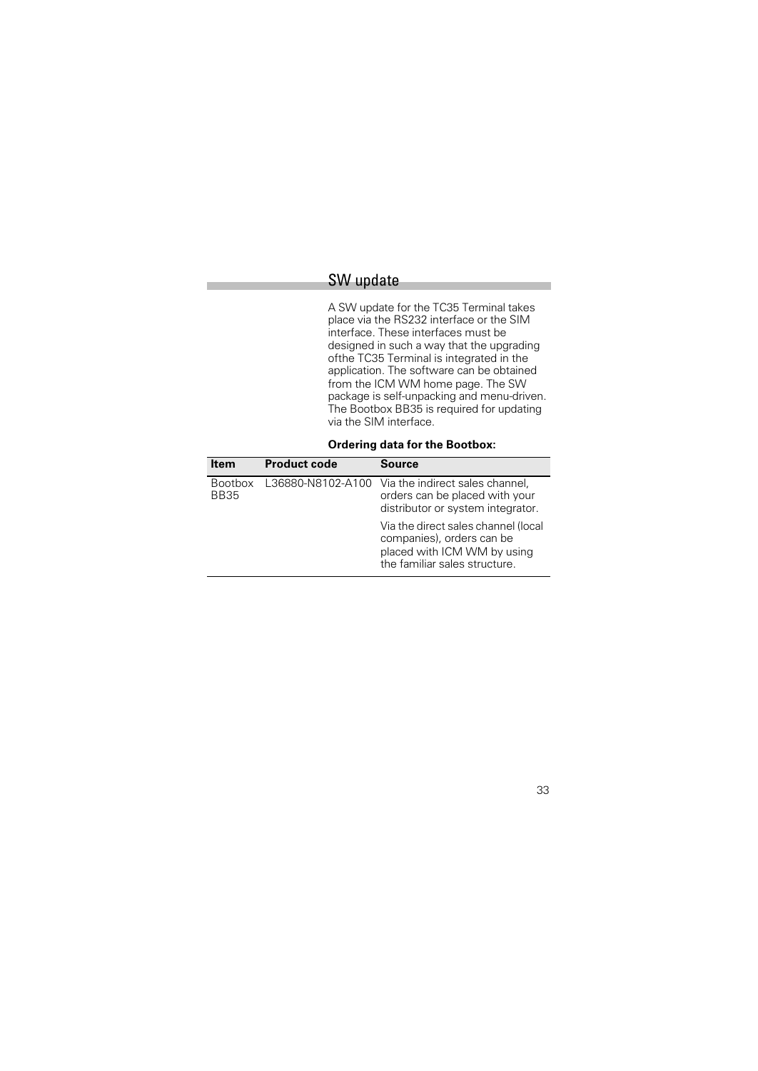## SW update

A SW update for the TC35 Terminal takes place via the RS232 interface or the SIM interface. These interfaces must be designed in such a way that the upgrading ofthe TC35 Terminal is integrated in the application. The software can be obtained from the ICM WM home page. The SW package is self-unpacking and menu-driven. The Bootbox BB35 is required for updating via the SIM interface.

**Ordering data for the Bootbox:**

| Item | Product code | Source |
|---|---|---|
| Bootbox BB35 | L36880-N8102-A100 | Via the indirect sales channel, orders can be placed with your distributor or system integrator. |
| | | Via the direct sales channel (local companies), orders can be placed with ICM WM by using the familiar sales structure. |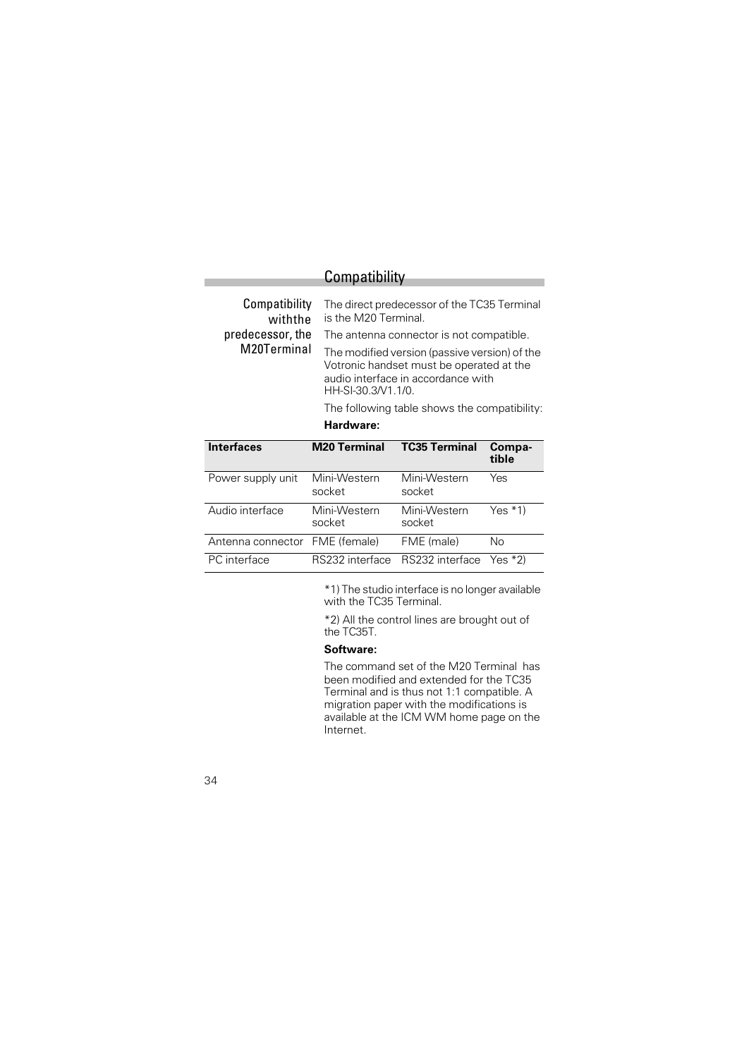# Compatibility

## Compatibility withthe predecessor, the M20Terminal

The direct predecessor of the TC35 Terminal is the M20 Terminal.

The antenna connector is not compatible.

The modified version (passive version) of the Votronic handset must be operated at the audio interface in accordance with HH-SI-30.3/V1.1/0.

The following table shows the compatibility:

**Hardware:**

| Interfaces | M20 Terminal | TC35 Terminal | Compa-tible |
|---|---|---|---|
| Power supply unit | Mini-Western socket | Mini-Western socket | Yes |
| Audio interface | Mini-Western socket | Mini-Western socket | Yes *1) |
| Antenna connector | FME (female) | FME (male) | No |
| PC interface | RS232 interface | RS232 interface | Yes *2) |

*1) The studio interface is no longer available with the TC35 Terminal.

*2) All the control lines are brought out of the TC35T.

**Software:**

The command set of the M20 Terminal has been modified and extended for the TC35 Terminal and is thus not 1:1 compatible. A migration paper with the modifications is available at the ICM WM home page on the Internet.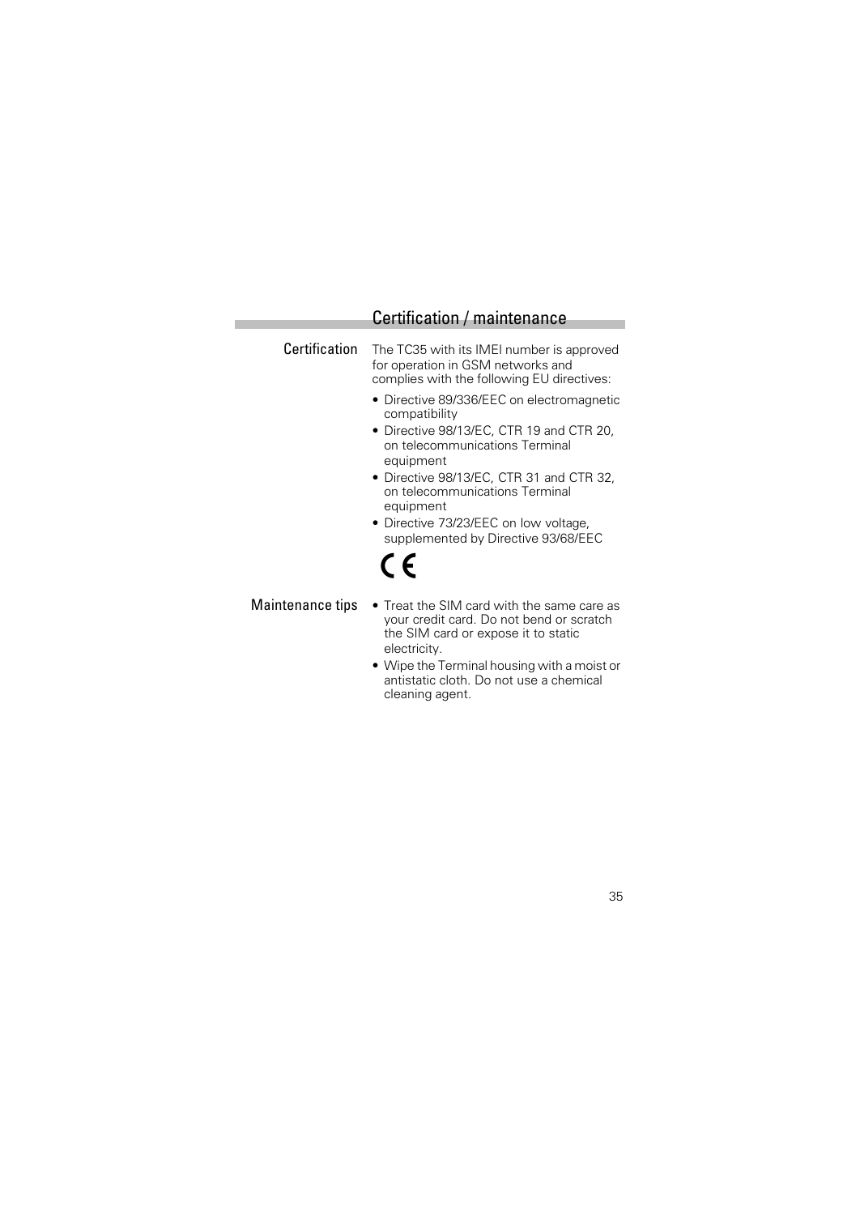# Certification / maintenance

## Certification

The TC35 with its IMEI number is approved for operation in GSM networks and complies with the following EU directives:

- Directive 89/336/EEC on electromagnetic compatibility
- Directive 98/13/EC, CTR 19 and CTR 20, on telecommunications Terminal equipment
- Directive 98/13/EC, CTR 31 and CTR 32, on telecommunications Terminal equipment
- Directive 73/23/EEC on low voltage, supplemented by Directive 93/68/EEC

CE

## Maintenance tips

- Treat the SIM card with the same care as your credit card. Do not bend or scratch the SIM card or expose it to static electricity.
- Wipe the Terminal housing with a moist or antistatic cloth. Do not use a chemical cleaning agent.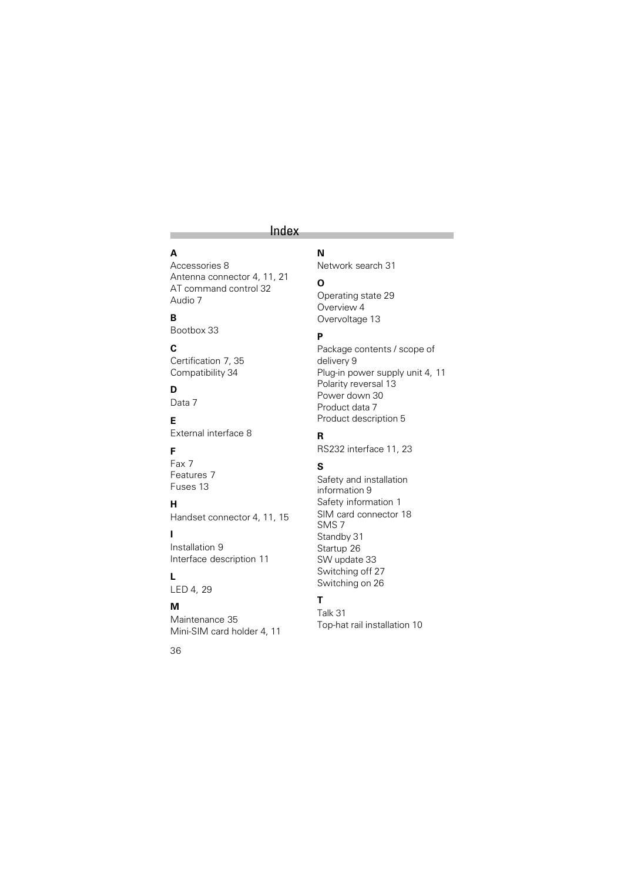# Index

**A**
Accessories 8
Antenna connector 4, 11, 21
AT command control 32
Audio 7

**B**
Bootbox 33

**C**
Certification 7, 35
Compatibility 34

**D**
Data 7

**E**
External interface 8

**F**
Fax 7
Features 7
Fuses 13

**H**
Handset connector 4, 11, 15

**I**
Installation 9
Interface description 11

**L**
LED 4, 29

**M**
Maintenance 35
Mini-SIM card holder 4, 11

**N**
Network search 31

**O**
Operating state 29
Overview 4
Overvoltage 13

**P**
Package contents / scope of delivery 9
Plug-in power supply unit 4, 11
Polarity reversal 13
Power down 30
Product data 7
Product description 5

**R**
RS232 interface 11, 23

**S**
Safety and installation information 9
Safety information 1
SIM card connector 18
SMS 7
Standby 31
Startup 26
SW update 33
Switching off 27
Switching on 26

**T**
Talk 31
Top-hat rail installation 10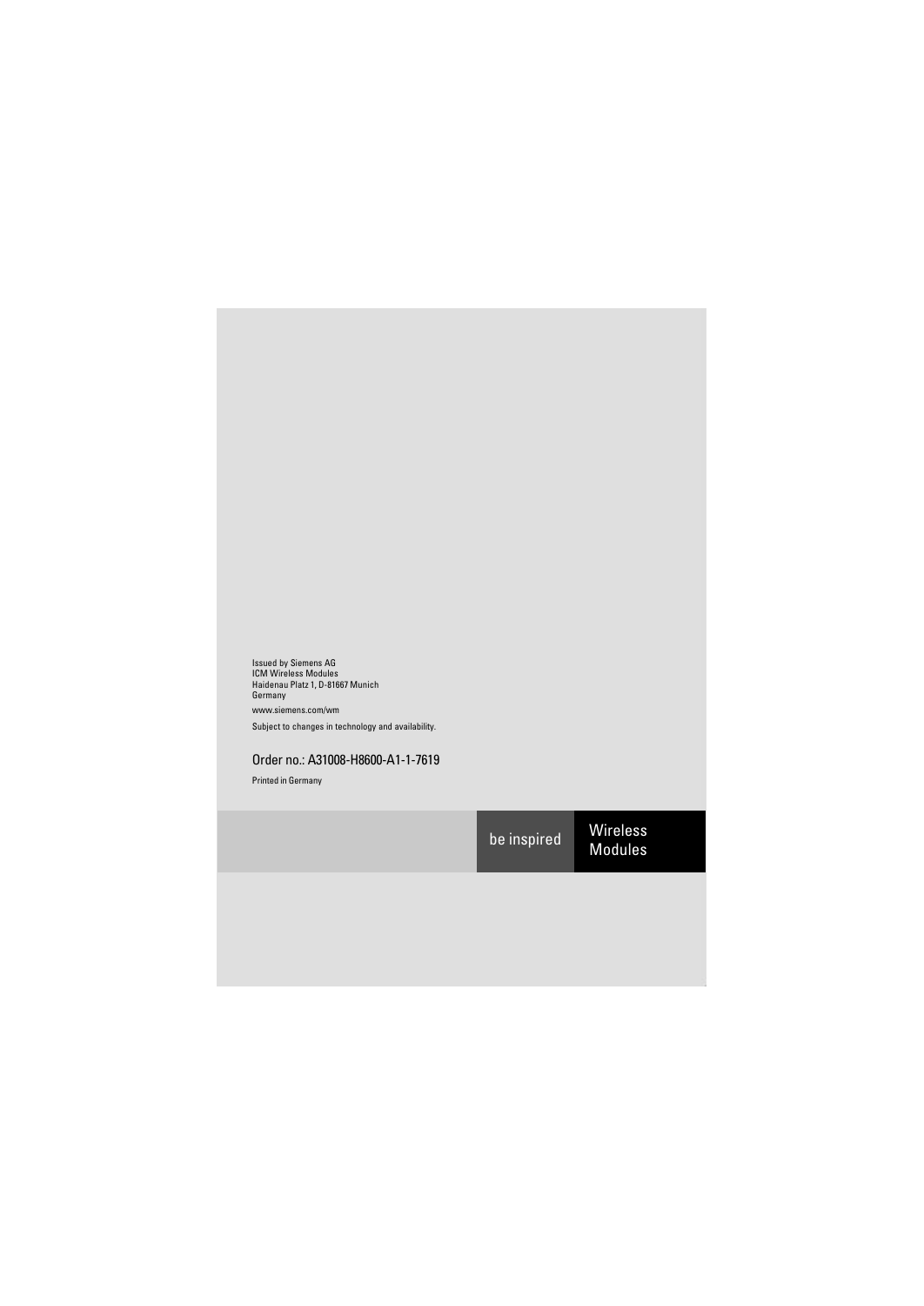Issued by Siemens AG
ICM Wireless Modules
Haidenau Platz 1, D-81667 Munich
Germany

www.siemens.com/wm

Subject to changes in technology and availability.

Order no.: A31008-H8600-A1-1-7619

Printed in Germany

be inspired

Wireless Modules